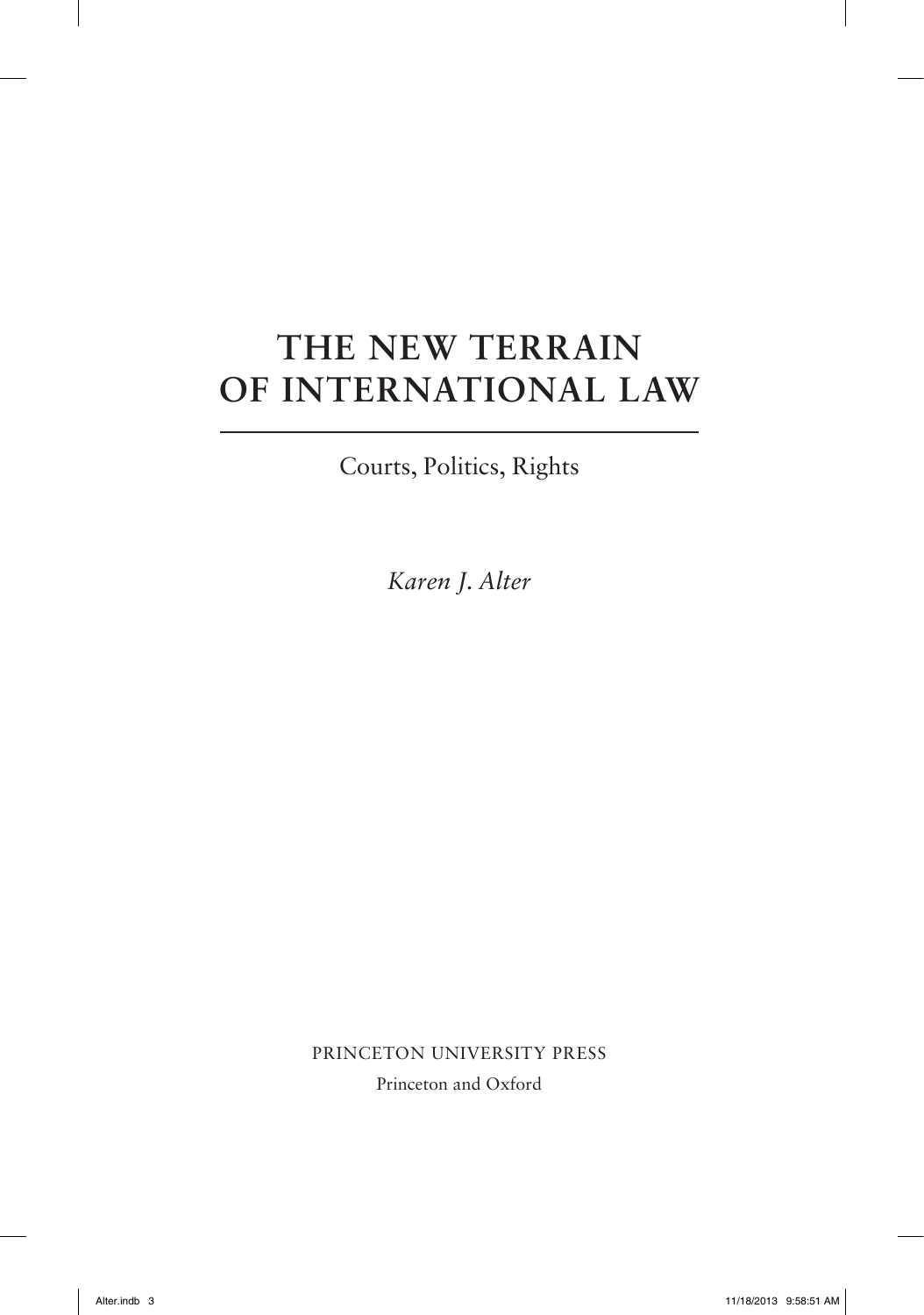# THE NEW TERRAIN OF INTERNATIONAL LAW

Courts, Politics, Rights

*Karen J. Alter*

PRINCETON UNIVERSITY PRESS

Princeton and Oxford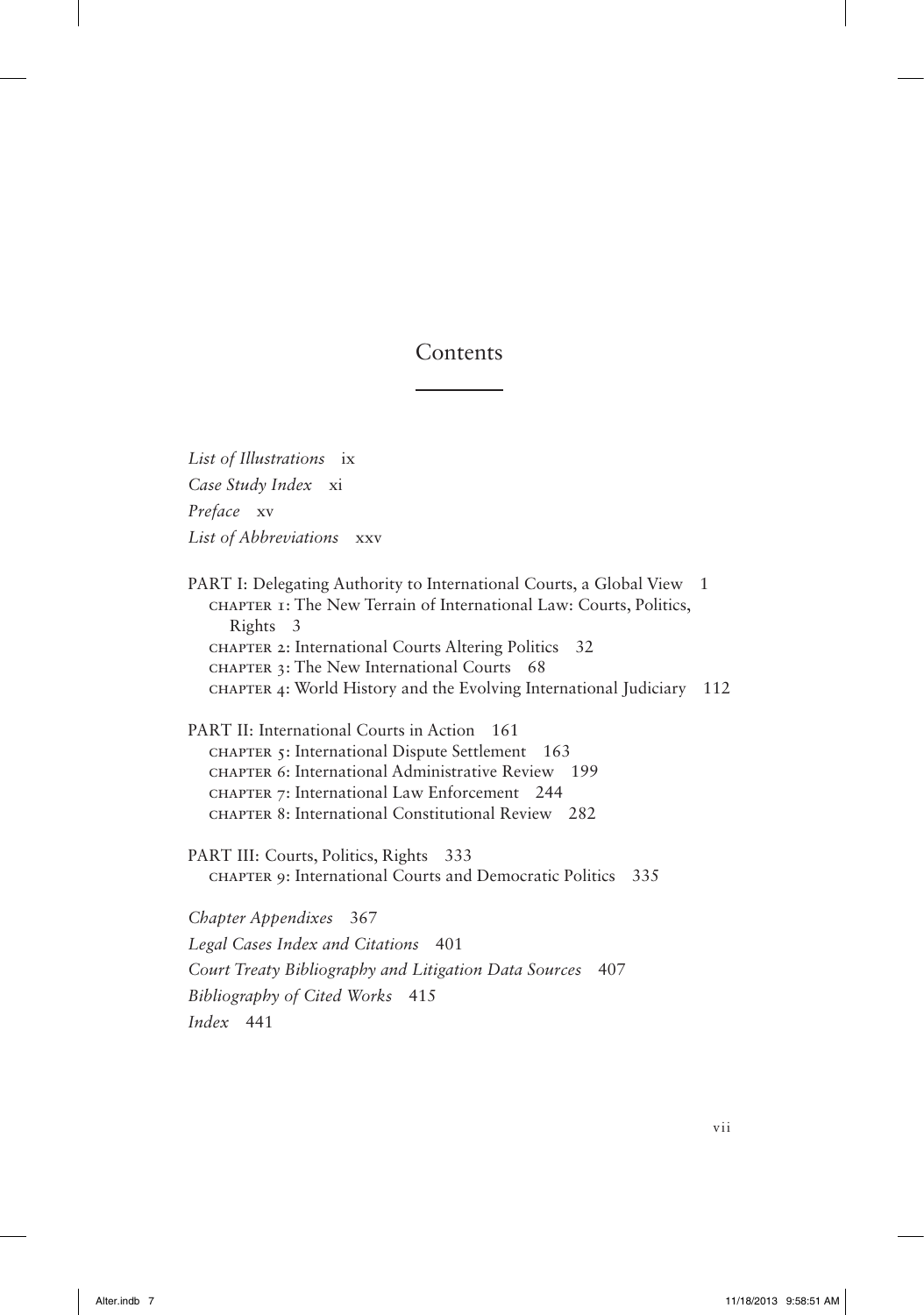# Contents

*List of Illustrations* ix

*Case Study Index* xi

*Preface* xv

*List of Abbreviations* xxv

PART I: Delegating Authority to International Courts, a Global View 1

- CHAPTER 1: The New Terrain of International Law: Courts, Politics, Rights 3
- CHAPTER 2: International Courts Altering Politics 32
- CHAPTER 3: The New International Courts 68
- CHAPTER 4: World History and the Evolving International Judiciary 112

PART II: International Courts in Action 161

- CHAPTER 5: International Dispute Settlement 163
- CHAPTER 6: International Administrative Review 199
- CHAPTER 7: International Law Enforcement 244
- CHAPTER 8: International Constitutional Review 282

PART III: Courts, Politics, Rights 333

- CHAPTER 9: International Courts and Democratic Politics 335

*Chapter Appendixes* 367

*Legal Cases Index and Citations* 401

*Court Treaty Bibliography and Litigation Data Sources* 407

*Bibliography of Cited Works* 415

*Index* 441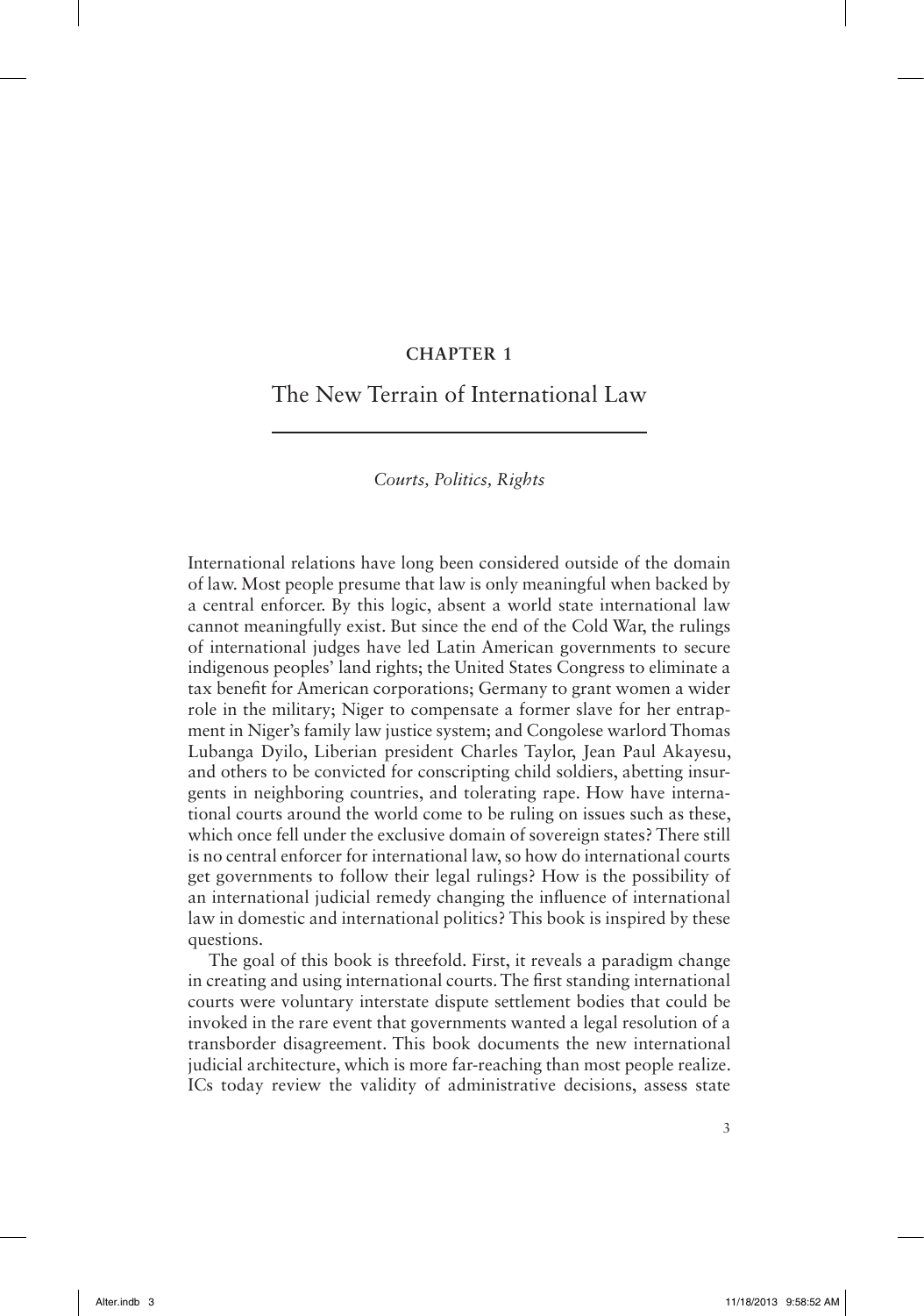# CHAPTER 1

## The New Terrain of International Law

*Courts, Politics, Rights*

International relations have long been considered outside of the domain of law. Most people presume that law is only meaningful when backed by a central enforcer. By this logic, absent a world state international law cannot meaningfully exist. But since the end of the Cold War, the rulings of international judges have led Latin American governments to secure indigenous peoples' land rights; the United States Congress to eliminate a tax benefit for American corporations; Germany to grant women a wider role in the military; Niger to compensate a former slave for her entrapment in Niger's family law justice system; and Congolese warlord Thomas Lubanga Dyilo, Liberian president Charles Taylor, Jean Paul Akayesu, and others to be convicted for conscripting child soldiers, abetting insurgents in neighboring countries, and tolerating rape. How have international courts around the world come to be ruling on issues such as these, which once fell under the exclusive domain of sovereign states? There still is no central enforcer for international law, so how do international courts get governments to follow their legal rulings? How is the possibility of an international judicial remedy changing the influence of international law in domestic and international politics? This book is inspired by these questions.

The goal of this book is threefold. First, it reveals a paradigm change in creating and using international courts. The first standing international courts were voluntary interstate dispute settlement bodies that could be invoked in the rare event that governments wanted a legal resolution of a transborder disagreement. This book documents the new international judicial architecture, which is more far-reaching than most people realize. ICs today review the validity of administrative decisions, assess state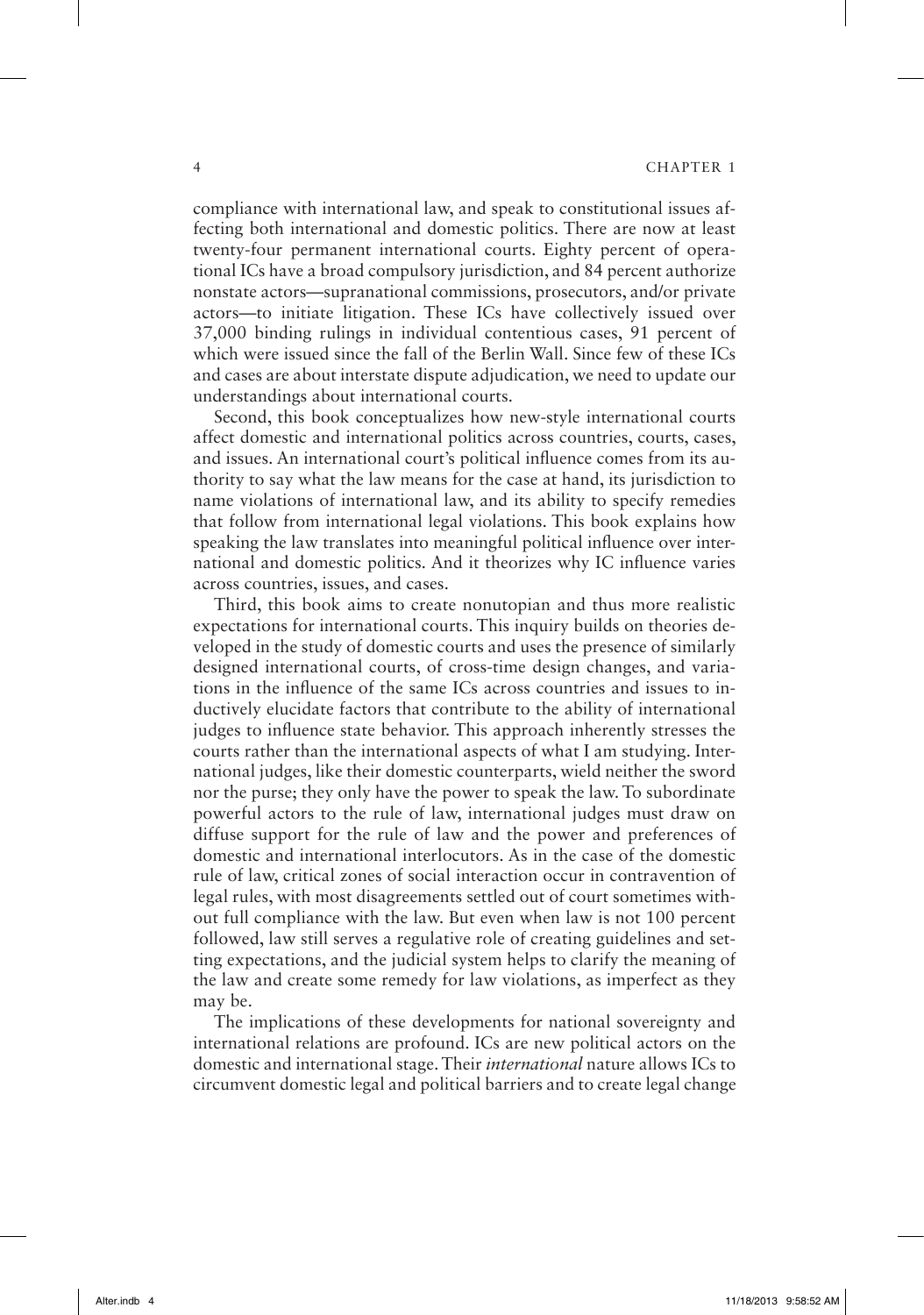compliance with international law, and speak to constitutional issues affecting both international and domestic politics. There are now at least twenty-four permanent international courts. Eighty percent of operational ICs have a broad compulsory jurisdiction, and 84 percent authorize nonstate actors—supranational commissions, prosecutors, and/or private actors—to initiate litigation. These ICs have collectively issued over 37,000 binding rulings in individual contentious cases, 91 percent of which were issued since the fall of the Berlin Wall. Since few of these ICs and cases are about interstate dispute adjudication, we need to update our understandings about international courts.

Second, this book conceptualizes how new-style international courts affect domestic and international politics across countries, courts, cases, and issues. An international court's political influence comes from its authority to say what the law means for the case at hand, its jurisdiction to name violations of international law, and its ability to specify remedies that follow from international legal violations. This book explains how speaking the law translates into meaningful political influence over international and domestic politics. And it theorizes why IC influence varies across countries, issues, and cases.

Third, this book aims to create nonutopian and thus more realistic expectations for international courts. This inquiry builds on theories developed in the study of domestic courts and uses the presence of similarly designed international courts, of cross-time design changes, and variations in the influence of the same ICs across countries and issues to inductively elucidate factors that contribute to the ability of international judges to influence state behavior. This approach inherently stresses the courts rather than the international aspects of what I am studying. International judges, like their domestic counterparts, wield neither the sword nor the purse; they only have the power to speak the law. To subordinate powerful actors to the rule of law, international judges must draw on diffuse support for the rule of law and the power and preferences of domestic and international interlocutors. As in the case of the domestic rule of law, critical zones of social interaction occur in contravention of legal rules, with most disagreements settled out of court sometimes without full compliance with the law. But even when law is not 100 percent followed, law still serves a regulative role of creating guidelines and setting expectations, and the judicial system helps to clarify the meaning of the law and create some remedy for law violations, as imperfect as they may be.

The implications of these developments for national sovereignty and international relations are profound. ICs are new political actors on the domestic and international stage. Their *international* nature allows ICs to circumvent domestic legal and political barriers and to create legal change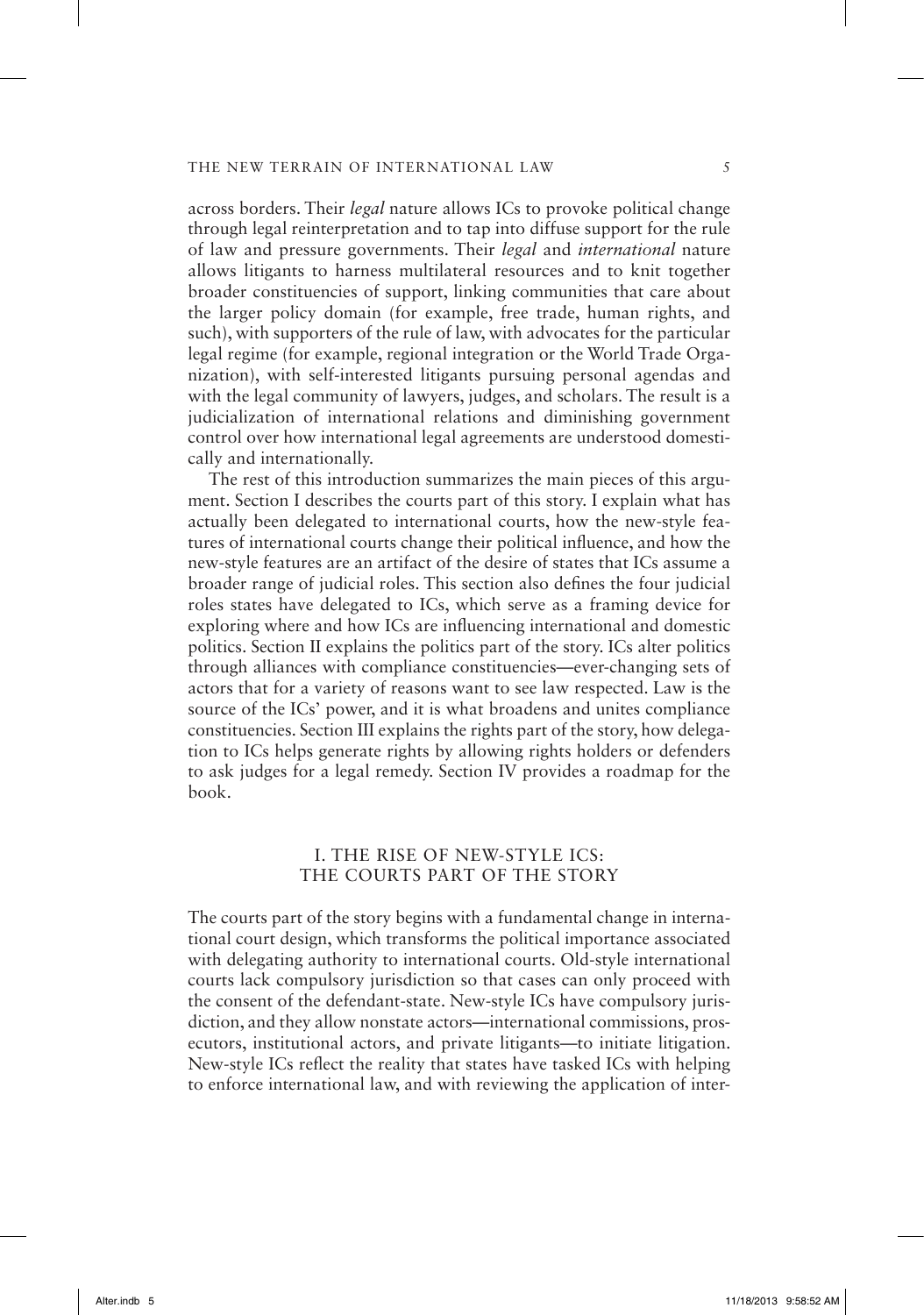across borders. Their *legal* nature allows ICs to provoke political change through legal reinterpretation and to tap into diffuse support for the rule of law and pressure governments. Their *legal* and *international* nature allows litigants to harness multilateral resources and to knit together broader constituencies of support, linking communities that care about the larger policy domain (for example, free trade, human rights, and such), with supporters of the rule of law, with advocates for the particular legal regime (for example, regional integration or the World Trade Organization), with self-interested litigants pursuing personal agendas and with the legal community of lawyers, judges, and scholars. The result is a judicialization of international relations and diminishing government control over how international legal agreements are understood domestically and internationally.

The rest of this introduction summarizes the main pieces of this argument. Section I describes the courts part of this story. I explain what has actually been delegated to international courts, how the new-style features of international courts change their political influence, and how the new-style features are an artifact of the desire of states that ICs assume a broader range of judicial roles. This section also defines the four judicial roles states have delegated to ICs, which serve as a framing device for exploring where and how ICs are influencing international and domestic politics. Section II explains the politics part of the story. ICs alter politics through alliances with compliance constituencies—ever-changing sets of actors that for a variety of reasons want to see law respected. Law is the source of the ICs' power, and it is what broadens and unites compliance constituencies. Section III explains the rights part of the story, how delegation to ICs helps generate rights by allowing rights holders or defenders to ask judges for a legal remedy. Section IV provides a roadmap for the book.

## I. THE RISE OF NEW-STYLE ICS: THE COURTS PART OF THE STORY

The courts part of the story begins with a fundamental change in international court design, which transforms the political importance associated with delegating authority to international courts. Old-style international courts lack compulsory jurisdiction so that cases can only proceed with the consent of the defendant-state. New-style ICs have compulsory jurisdiction, and they allow nonstate actors—international commissions, prosecutors, institutional actors, and private litigants—to initiate litigation. New-style ICs reflect the reality that states have tasked ICs with helping to enforce international law, and with reviewing the application of inter-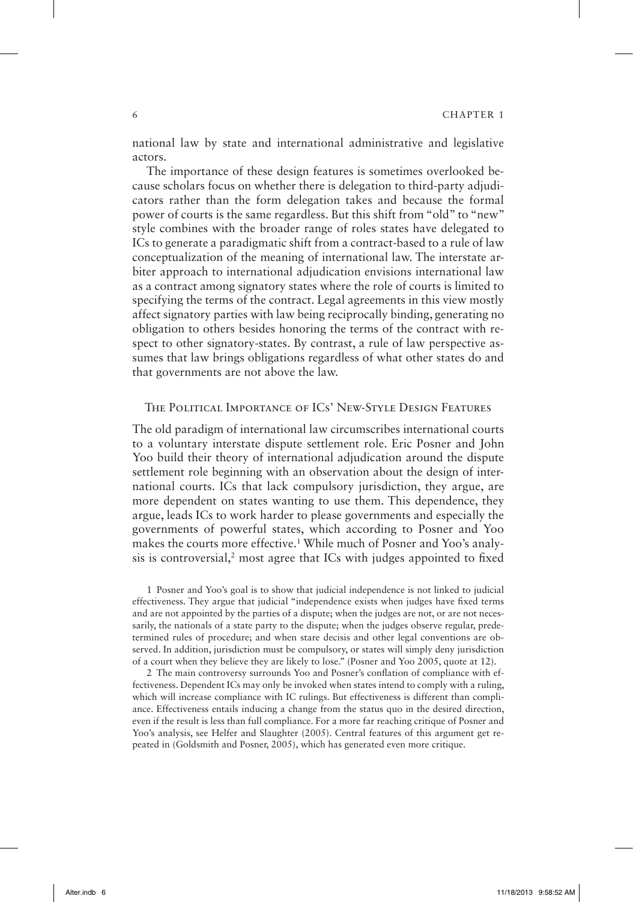national law by state and international administrative and legislative actors.

The importance of these design features is sometimes overlooked because scholars focus on whether there is delegation to third-party adjudicators rather than the form delegation takes and because the formal power of courts is the same regardless. But this shift from "old" to "new" style combines with the broader range of roles states have delegated to ICs to generate a paradigmatic shift from a contract-based to a rule of law conceptualization of the meaning of international law. The interstate arbiter approach to international adjudication envisions international law as a contract among signatory states where the role of courts is limited to specifying the terms of the contract. Legal agreements in this view mostly affect signatory parties with law being reciprocally binding, generating no obligation to others besides honoring the terms of the contract with respect to other signatory-states. By contrast, a rule of law perspective assumes that law brings obligations regardless of what other states do and that governments are not above the law.

## The Political Importance of ICs' New-Style Design Features

The old paradigm of international law circumscribes international courts to a voluntary interstate dispute settlement role. Eric Posner and John Yoo build their theory of international adjudication around the dispute settlement role beginning with an observation about the design of international courts. ICs that lack compulsory jurisdiction, they argue, are more dependent on states wanting to use them. This dependence, they argue, leads ICs to work harder to please governments and especially the governments of powerful states, which according to Posner and Yoo makes the courts more effective.[1] While much of Posner and Yoo's analysis is controversial,[2] most agree that ICs with judges appointed to fixed

1 Posner and Yoo's goal is to show that judicial independence is not linked to judicial effectiveness. They argue that judicial "independence exists when judges have fixed terms and are not appointed by the parties of a dispute; when the judges are not, or are not necessarily, the nationals of a state party to the dispute; when the judges observe regular, predetermined rules of procedure; and when stare decisis and other legal conventions are observed. In addition, jurisdiction must be compulsory, or states will simply deny jurisdiction of a court when they believe they are likely to lose." (Posner and Yoo 2005, quote at 12).

2 The main controversy surrounds Yoo and Posner's conflation of compliance with effectiveness. Dependent ICs may only be invoked when states intend to comply with a ruling, which will increase compliance with IC rulings. But effectiveness is different than compliance. Effectiveness entails inducing a change from the status quo in the desired direction, even if the result is less than full compliance. For a more far reaching critique of Posner and Yoo's analysis, see Helfer and Slaughter (2005). Central features of this argument get repeated in (Goldsmith and Posner, 2005), which has generated even more critique.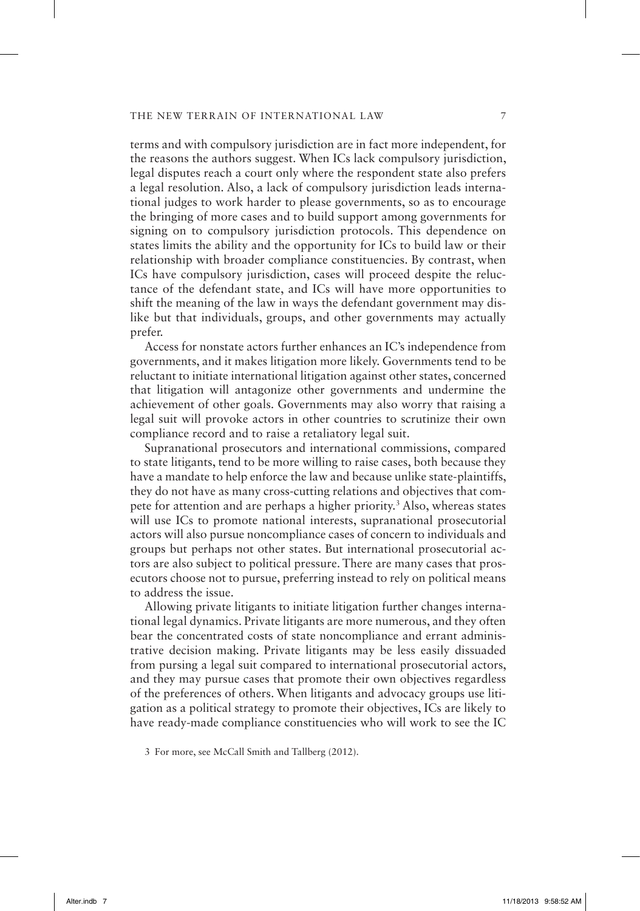terms and with compulsory jurisdiction are in fact more independent, for the reasons the authors suggest. When ICs lack compulsory jurisdiction, legal disputes reach a court only where the respondent state also prefers a legal resolution. Also, a lack of compulsory jurisdiction leads international judges to work harder to please governments, so as to encourage the bringing of more cases and to build support among governments for signing on to compulsory jurisdiction protocols. This dependence on states limits the ability and the opportunity for ICs to build law or their relationship with broader compliance constituencies. By contrast, when ICs have compulsory jurisdiction, cases will proceed despite the reluctance of the defendant state, and ICs will have more opportunities to shift the meaning of the law in ways the defendant government may dislike but that individuals, groups, and other governments may actually prefer.

Access for nonstate actors further enhances an IC's independence from governments, and it makes litigation more likely. Governments tend to be reluctant to initiate international litigation against other states, concerned that litigation will antagonize other governments and undermine the achievement of other goals. Governments may also worry that raising a legal suit will provoke actors in other countries to scrutinize their own compliance record and to raise a retaliatory legal suit.

Supranational prosecutors and international commissions, compared to state litigants, tend to be more willing to raise cases, both because they have a mandate to help enforce the law and because unlike state-plaintiffs, they do not have as many cross-cutting relations and objectives that compete for attention and are perhaps a higher priority.[3] Also, whereas states will use ICs to promote national interests, supranational prosecutorial actors will also pursue noncompliance cases of concern to individuals and groups but perhaps not other states. But international prosecutorial actors are also subject to political pressure. There are many cases that prosecutors choose not to pursue, preferring instead to rely on political means to address the issue.

Allowing private litigants to initiate litigation further changes international legal dynamics. Private litigants are more numerous, and they often bear the concentrated costs of state noncompliance and errant administrative decision making. Private litigants may be less easily dissuaded from pursuing a legal suit compared to international prosecutorial actors, and they may pursue cases that promote their own objectives regardless of the preferences of others. When litigants and advocacy groups use litigation as a political strategy to promote their objectives, ICs are likely to have ready-made compliance constituencies who will work to see the IC

3 For more, see McCall Smith and Tallberg (2012).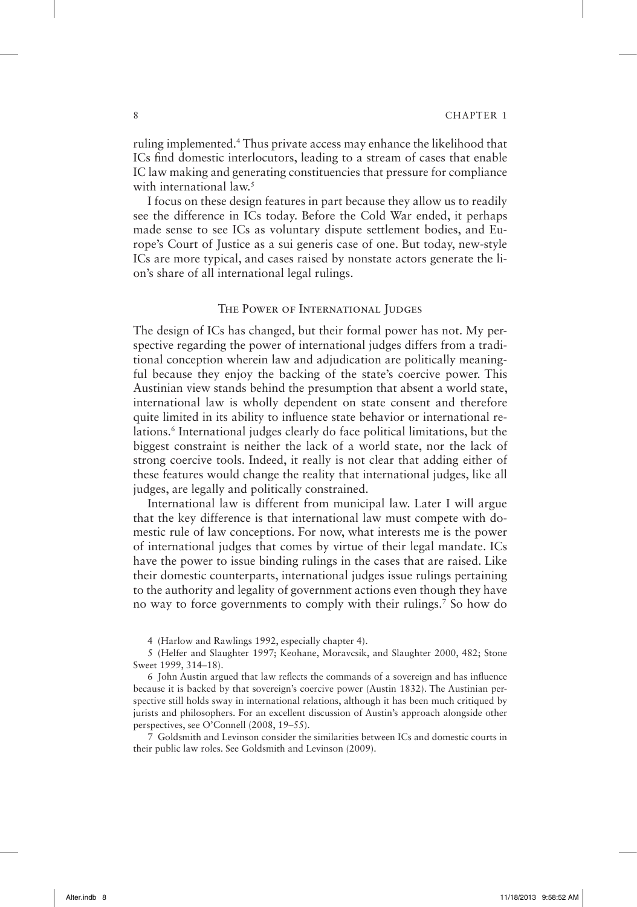ruling implemented.[4] Thus private access may enhance the likelihood that ICs find domestic interlocutors, leading to a stream of cases that enable IC law making and generating constituencies that pressure for compliance with international law.[5]

I focus on these design features in part because they allow us to readily see the difference in ICs today. Before the Cold War ended, it perhaps made sense to see ICs as voluntary dispute settlement bodies, and Europe's Court of Justice as a sui generis case of one. But today, new-style ICs are more typical, and cases raised by nonstate actors generate the lion's share of all international legal rulings.

## The Power of International Judges

The design of ICs has changed, but their formal power has not. My perspective regarding the power of international judges differs from a traditional conception wherein law and adjudication are politically meaningful because they enjoy the backing of the state's coercive power. This Austinian view stands behind the presumption that absent a world state, international law is wholly dependent on state consent and therefore quite limited in its ability to influence state behavior or international relations.[6] International judges clearly do face political limitations, but the biggest constraint is neither the lack of a world state, nor the lack of strong coercive tools. Indeed, it really is not clear that adding either of these features would change the reality that international judges, like all judges, are legally and politically constrained.

International law is different from municipal law. Later I will argue that the key difference is that international law must compete with domestic rule of law conceptions. For now, what interests me is the power of international judges that comes by virtue of their legal mandate. ICs have the power to issue binding rulings in the cases that are raised. Like their domestic counterparts, international judges issue rulings pertaining to the authority and legality of government actions even though they have no way to force governments to comply with their rulings.[7] So how do

4 (Harlow and Rawlings 1992, especially chapter 4).

5 (Helfer and Slaughter 1997; Keohane, Moravcsik, and Slaughter 2000, 482; Stone Sweet 1999, 314–18).

6 John Austin argued that law reflects the commands of a sovereign and has influence because it is backed by that sovereign's coercive power (Austin 1832). The Austinian perspective still holds sway in international relations, although it has been much critiqued by jurists and philosophers. For an excellent discussion of Austin's approach alongside other perspectives, see O'Connell (2008, 19–55).

7 Goldsmith and Levinson consider the similarities between ICs and domestic courts in their public law roles. See Goldsmith and Levinson (2009).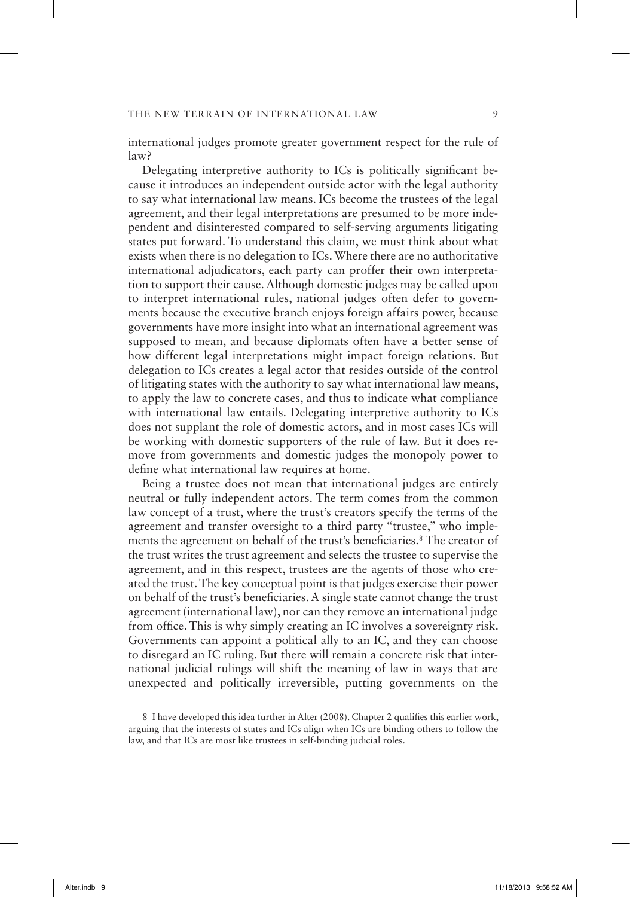international judges promote greater government respect for the rule of law?

Delegating interpretive authority to ICs is politically significant because it introduces an independent outside actor with the legal authority to say what international law means. ICs become the trustees of the legal agreement, and their legal interpretations are presumed to be more independent and disinterested compared to self-serving arguments litigating states put forward. To understand this claim, we must think about what exists when there is no delegation to ICs. Where there are no authoritative international adjudicators, each party can proffer their own interpretation to support their cause. Although domestic judges may be called upon to interpret international rules, national judges often defer to governments because the executive branch enjoys foreign affairs power, because governments have more insight into what an international agreement was supposed to mean, and because diplomats often have a better sense of how different legal interpretations might impact foreign relations. But delegation to ICs creates a legal actor that resides outside of the control of litigating states with the authority to say what international law means, to apply the law to concrete cases, and thus to indicate what compliance with international law entails. Delegating interpretive authority to ICs does not supplant the role of domestic actors, and in most cases ICs will be working with domestic supporters of the rule of law. But it does remove from governments and domestic judges the monopoly power to define what international law requires at home.

Being a trustee does not mean that international judges are entirely neutral or fully independent actors. The term comes from the common law concept of a trust, where the trust's creators specify the terms of the agreement and transfer oversight to a third party "trustee," who implements the agreement on behalf of the trust's beneficiaries.[8] The creator of the trust writes the trust agreement and selects the trustee to supervise the agreement, and in this respect, trustees are the agents of those who created the trust. The key conceptual point is that judges exercise their power on behalf of the trust's beneficiaries. A single state cannot change the trust agreement (international law), nor can they remove an international judge from office. This is why simply creating an IC involves a sovereignty risk. Governments can appoint a political ally to an IC, and they can choose to disregard an IC ruling. But there will remain a concrete risk that international judicial rulings will shift the meaning of law in ways that are unexpected and politically irreversible, putting governments on the

8 I have developed this idea further in Alter (2008). Chapter 2 qualifies this earlier work, arguing that the interests of states and ICs align when ICs are binding others to follow the law, and that ICs are most like trustees in self-binding judicial roles.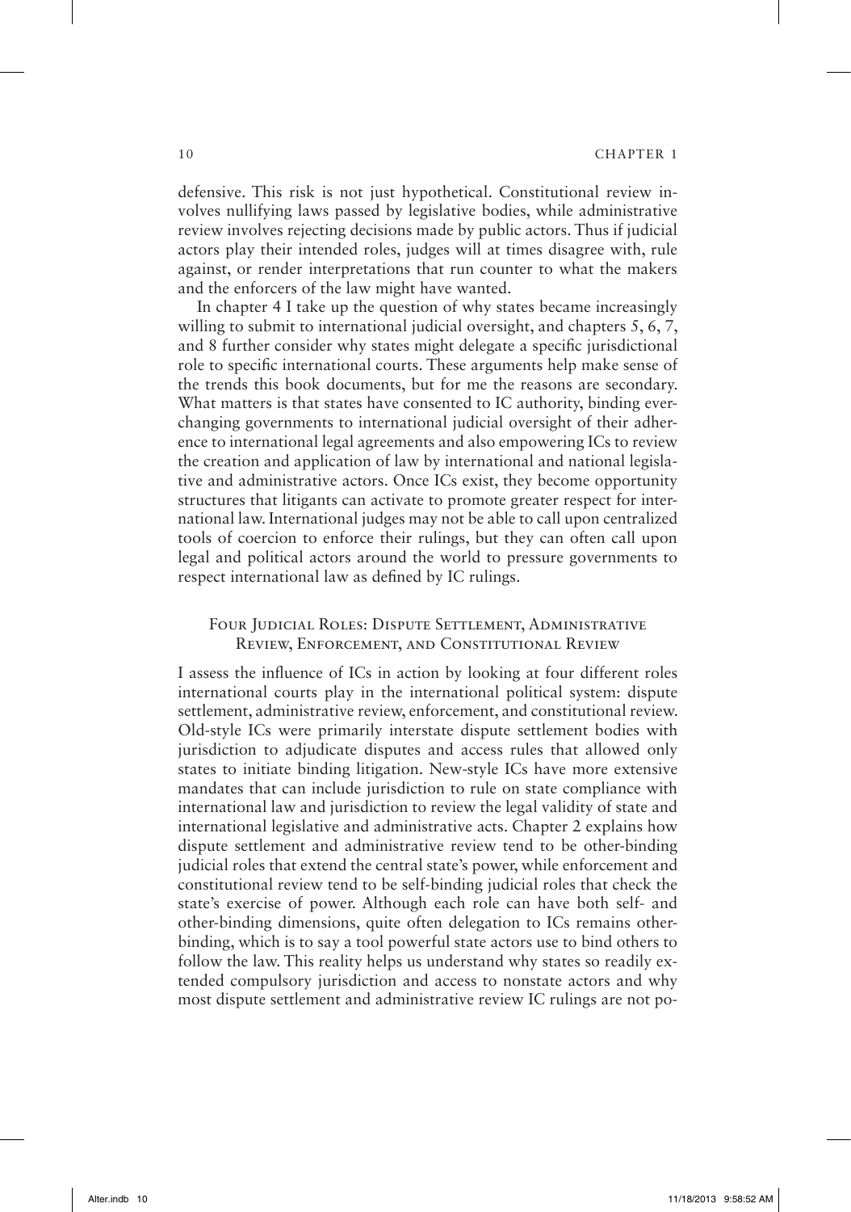defensive. This risk is not just hypothetical. Constitutional review involves nullifying laws passed by legislative bodies, while administrative review involves rejecting decisions made by public actors. Thus if judicial actors play their intended roles, judges will at times disagree with, rule against, or render interpretations that run counter to what the makers and the enforcers of the law might have wanted.

In chapter 4 I take up the question of why states became increasingly willing to submit to international judicial oversight, and chapters 5, 6, 7, and 8 further consider why states might delegate a specific jurisdictional role to specific international courts. These arguments help make sense of the trends this book documents, but for me the reasons are secondary. What matters is that states have consented to IC authority, binding ever-changing governments to international judicial oversight of their adherence to international legal agreements and also empowering ICs to review the creation and application of law by international and national legislative and administrative actors. Once ICs exist, they become opportunity structures that litigants can activate to promote greater respect for international law. International judges may not be able to call upon centralized tools of coercion to enforce their rulings, but they can often call upon legal and political actors around the world to pressure governments to respect international law as defined by IC rulings.

## Four Judicial Roles: Dispute Settlement, Administrative Review, Enforcement, and Constitutional Review

I assess the influence of ICs in action by looking at four different roles international courts play in the international political system: dispute settlement, administrative review, enforcement, and constitutional review. Old-style ICs were primarily interstate dispute settlement bodies with jurisdiction to adjudicate disputes and access rules that allowed only states to initiate binding litigation. New-style ICs have more extensive mandates that can include jurisdiction to rule on state compliance with international law and jurisdiction to review the legal validity of state and international legislative and administrative acts. Chapter 2 explains how dispute settlement and administrative review tend to be other-binding judicial roles that extend the central state's power, while enforcement and constitutional review tend to be self-binding judicial roles that check the state's exercise of power. Although each role can have both self- and other-binding dimensions, quite often delegation to ICs remains other-binding, which is to say a tool powerful state actors use to bind others to follow the law. This reality helps us understand why states so readily extended compulsory jurisdiction and access to nonstate actors and why most dispute settlement and administrative review IC rulings are not po-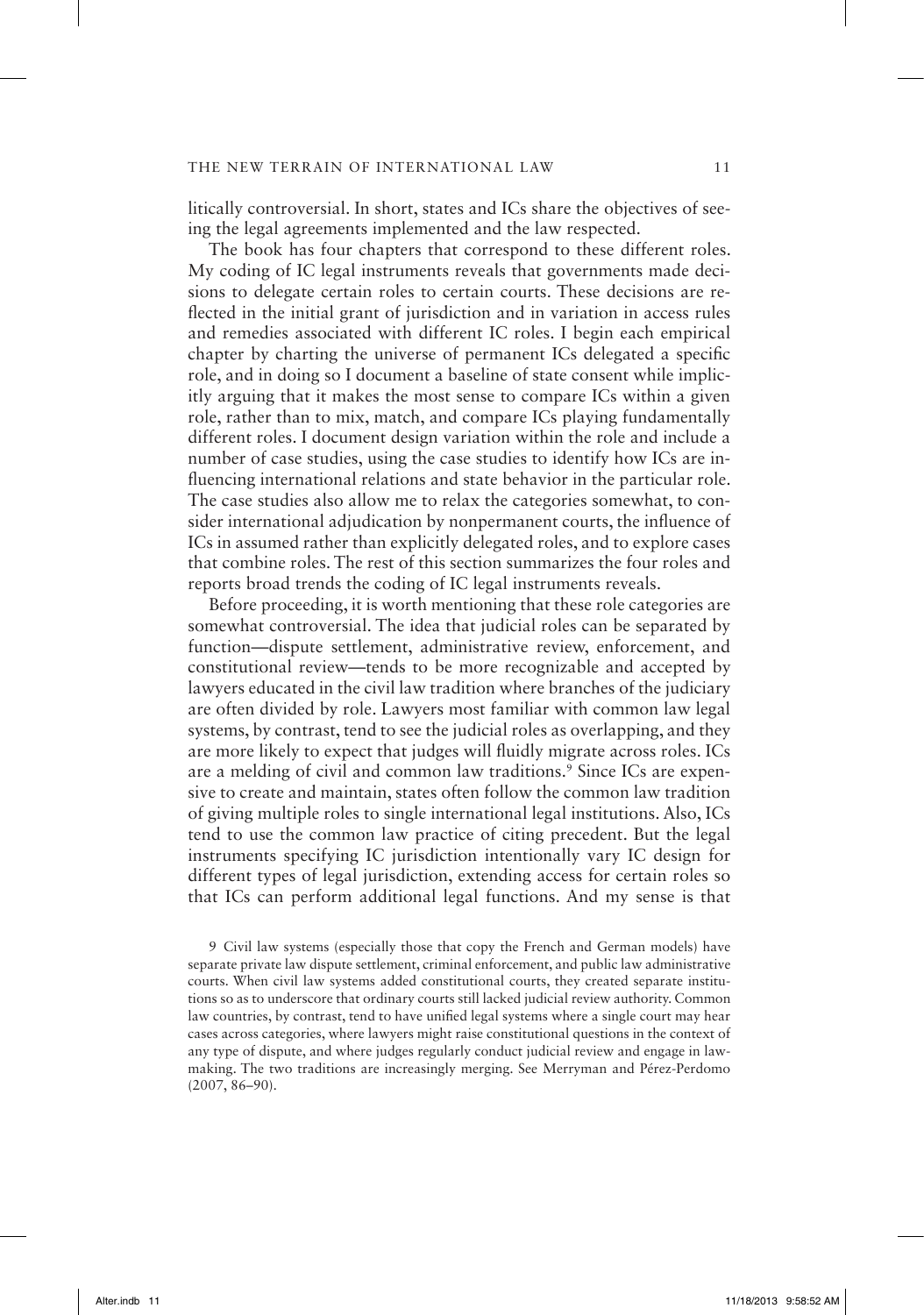litically controversial. In short, states and ICs share the objectives of seeing the legal agreements implemented and the law respected.

The book has four chapters that correspond to these different roles. My coding of IC legal instruments reveals that governments made decisions to delegate certain roles to certain courts. These decisions are reflected in the initial grant of jurisdiction and in variation in access rules and remedies associated with different IC roles. I begin each empirical chapter by charting the universe of permanent ICs delegated a specific role, and in doing so I document a baseline of state consent while implicitly arguing that it makes the most sense to compare ICs within a given role, rather than to mix, match, and compare ICs playing fundamentally different roles. I document design variation within the role and include a number of case studies, using the case studies to identify how ICs are influencing international relations and state behavior in the particular role. The case studies also allow me to relax the categories somewhat, to consider international adjudication by nonpermanent courts, the influence of ICs in assumed rather than explicitly delegated roles, and to explore cases that combine roles. The rest of this section summarizes the four roles and reports broad trends the coding of IC legal instruments reveals.

Before proceeding, it is worth mentioning that these role categories are somewhat controversial. The idea that judicial roles can be separated by function—dispute settlement, administrative review, enforcement, and constitutional review—tends to be more recognizable and accepted by lawyers educated in the civil law tradition where branches of the judiciary are often divided by role. Lawyers most familiar with common law legal systems, by contrast, tend to see the judicial roles as overlapping, and they are more likely to expect that judges will fluidly migrate across roles. ICs are a melding of civil and common law traditions.[9] Since ICs are expensive to create and maintain, states often follow the common law tradition of giving multiple roles to single international legal institutions. Also, ICs tend to use the common law practice of citing precedent. But the legal instruments specifying IC jurisdiction intentionally vary IC design for different types of legal jurisdiction, extending access for certain roles so that ICs can perform additional legal functions. And my sense is that

9 Civil law systems (especially those that copy the French and German models) have separate private law dispute settlement, criminal enforcement, and public law administrative courts. When civil law systems added constitutional courts, they created separate institutions so as to underscore that ordinary courts still lacked judicial review authority. Common law countries, by contrast, tend to have unified legal systems where a single court may hear cases across categories, where lawyers might raise constitutional questions in the context of any type of dispute, and where judges regularly conduct judicial review and engage in lawmaking. The two traditions are increasingly merging. See Merryman and Pérez-Perdomo (2007, 86–90).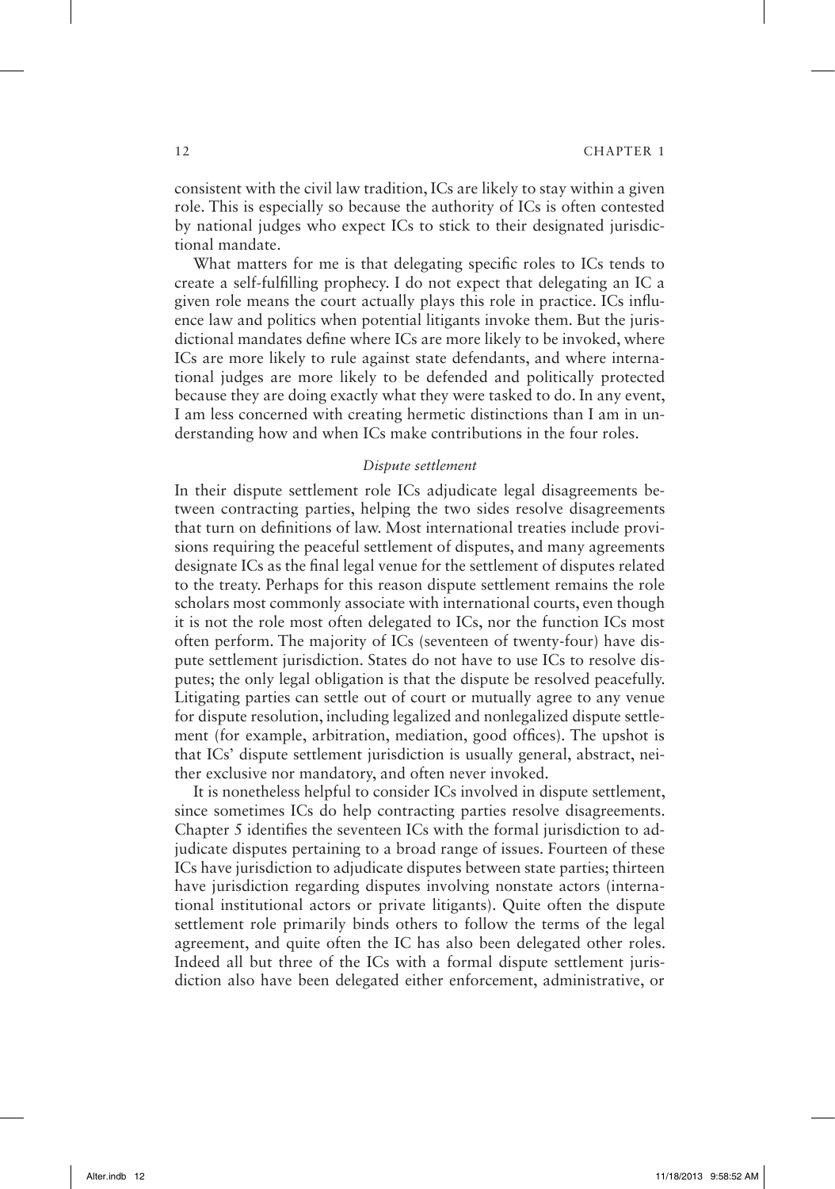consistent with the civil law tradition, ICs are likely to stay within a given role. This is especially so because the authority of ICs is often contested by national judges who expect ICs to stick to their designated jurisdictional mandate.

What matters for me is that delegating specific roles to ICs tends to create a self-fulfilling prophecy. I do not expect that delegating an IC a given role means the court actually plays this role in practice. ICs influence law and politics when potential litigants invoke them. But the jurisdictional mandates define where ICs are more likely to be invoked, where ICs are more likely to rule against state defendants, and where international judges are more likely to be defended and politically protected because they are doing exactly what they were tasked to do. In any event, I am less concerned with creating hermetic distinctions than I am in understanding how and when ICs make contributions in the four roles.

### *Dispute settlement*

In their dispute settlement role ICs adjudicate legal disagreements between contracting parties, helping the two sides resolve disagreements that turn on definitions of law. Most international treaties include provisions requiring the peaceful settlement of disputes, and many agreements designate ICs as the final legal venue for the settlement of disputes related to the treaty. Perhaps for this reason dispute settlement remains the role scholars most commonly associate with international courts, even though it is not the role most often delegated to ICs, nor the function ICs most often perform. The majority of ICs (seventeen of twenty-four) have dispute settlement jurisdiction. States do not have to use ICs to resolve disputes; the only legal obligation is that the dispute be resolved peacefully. Litigating parties can settle out of court or mutually agree to any venue for dispute resolution, including legalized and nonlegalized dispute settlement (for example, arbitration, mediation, good offices). The upshot is that ICs' dispute settlement jurisdiction is usually general, abstract, neither exclusive nor mandatory, and often never invoked.

It is nonetheless helpful to consider ICs involved in dispute settlement, since sometimes ICs do help contracting parties resolve disagreements. Chapter 5 identifies the seventeen ICs with the formal jurisdiction to adjudicate disputes pertaining to a broad range of issues. Fourteen of these ICs have jurisdiction to adjudicate disputes between state parties; thirteen have jurisdiction regarding disputes involving nonstate actors (international institutional actors or private litigants). Quite often the dispute settlement role primarily binds others to follow the terms of the legal agreement, and quite often the IC has also been delegated other roles. Indeed all but three of the ICs with a formal dispute settlement jurisdiction also have been delegated either enforcement, administrative, or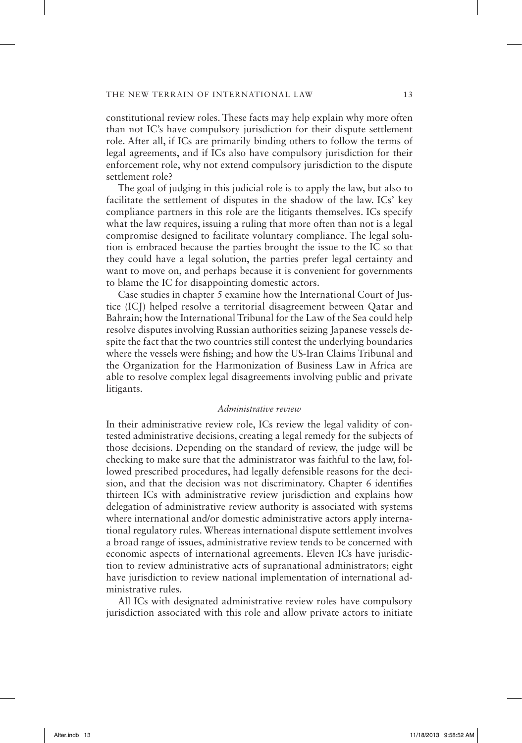constitutional review roles. These facts may help explain why more often than not IC's have compulsory jurisdiction for their dispute settlement role. After all, if ICs are primarily binding others to follow the terms of legal agreements, and if ICs also have compulsory jurisdiction for their enforcement role, why not extend compulsory jurisdiction to the dispute settlement role?

The goal of judging in this judicial role is to apply the law, but also to facilitate the settlement of disputes in the shadow of the law. ICs' key compliance partners in this role are the litigants themselves. ICs specify what the law requires, issuing a ruling that more often than not is a legal compromise designed to facilitate voluntary compliance. The legal solution is embraced because the parties brought the issue to the IC so that they could have a legal solution, the parties prefer legal certainty and want to move on, and perhaps because it is convenient for governments to blame the IC for disappointing domestic actors.

Case studies in chapter 5 examine how the International Court of Justice (ICJ) helped resolve a territorial disagreement between Qatar and Bahrain; how the International Tribunal for the Law of the Sea could help resolve disputes involving Russian authorities seizing Japanese vessels despite the fact that the two countries still contest the underlying boundaries where the vessels were fishing; and how the US-Iran Claims Tribunal and the Organization for the Harmonization of Business Law in Africa are able to resolve complex legal disagreements involving public and private litigants.

### *Administrative review*

In their administrative review role, ICs review the legal validity of contested administrative decisions, creating a legal remedy for the subjects of those decisions. Depending on the standard of review, the judge will be checking to make sure that the administrator was faithful to the law, followed prescribed procedures, had legally defensible reasons for the decision, and that the decision was not discriminatory. Chapter 6 identifies thirteen ICs with administrative review jurisdiction and explains how delegation of administrative review authority is associated with systems where international and/or domestic administrative actors apply international regulatory rules. Whereas international dispute settlement involves a broad range of issues, administrative review tends to be concerned with economic aspects of international agreements. Eleven ICs have jurisdiction to review administrative acts of supranational administrators; eight have jurisdiction to review national implementation of international administrative rules.

All ICs with designated administrative review roles have compulsory jurisdiction associated with this role and allow private actors to initiate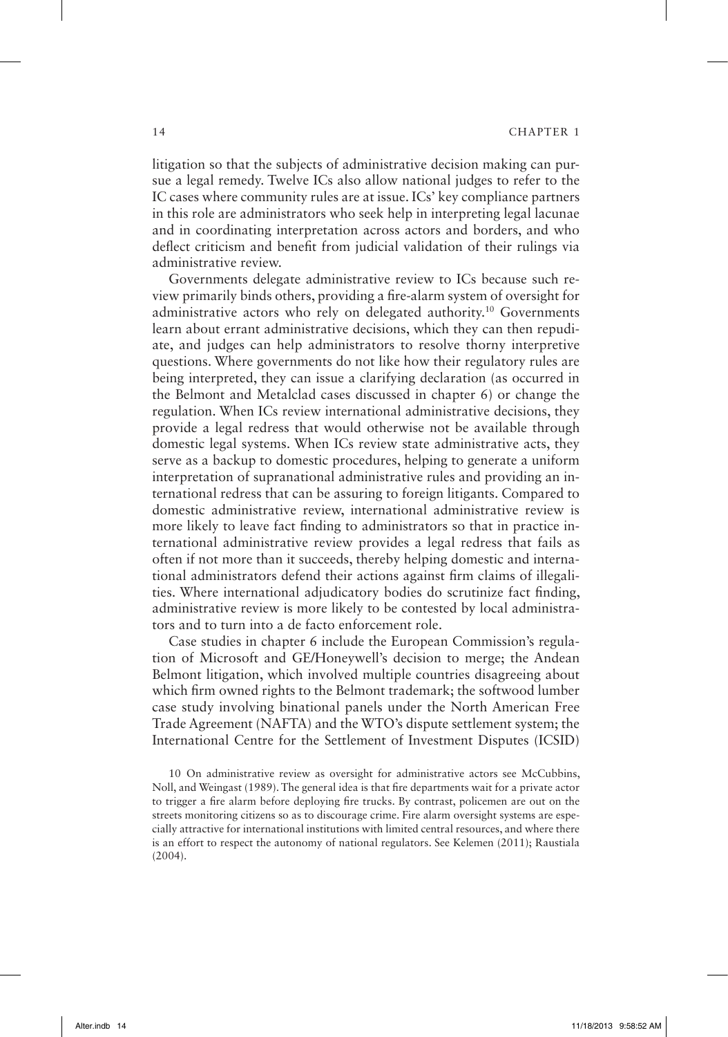litigation so that the subjects of administrative decision making can pursue a legal remedy. Twelve ICs also allow national judges to refer to the IC cases where community rules are at issue. ICs' key compliance partners in this role are administrators who seek help in interpreting legal lacunae and in coordinating interpretation across actors and borders, and who deflect criticism and benefit from judicial validation of their rulings via administrative review.

Governments delegate administrative review to ICs because such review primarily binds others, providing a fire-alarm system of oversight for administrative actors who rely on delegated authority.[10] Governments learn about errant administrative decisions, which they can then repudiate, and judges can help administrators to resolve thorny interpretive questions. Where governments do not like how their regulatory rules are being interpreted, they can issue a clarifying declaration (as occurred in the Belmont and Metalclad cases discussed in chapter 6) or change the regulation. When ICs review international administrative decisions, they provide a legal redress that would otherwise not be available through domestic legal systems. When ICs review state administrative acts, they serve as a backup to domestic procedures, helping to generate a uniform interpretation of supranational administrative rules and providing an international redress that can be assuring to foreign litigants. Compared to domestic administrative review, international administrative review is more likely to leave fact finding to administrators so that in practice international administrative review provides a legal redress that fails as often if not more than it succeeds, thereby helping domestic and international administrators defend their actions against firm claims of illegalities. Where international adjudicatory bodies do scrutinize fact finding, administrative review is more likely to be contested by local administrators and to turn into a de facto enforcement role.

Case studies in chapter 6 include the European Commission's regulation of Microsoft and GE/Honeywell's decision to merge; the Andean Belmont litigation, which involved multiple countries disagreeing about which firm owned rights to the Belmont trademark; the softwood lumber case study involving binational panels under the North American Free Trade Agreement (NAFTA) and the WTO's dispute settlement system; the International Centre for the Settlement of Investment Disputes (ICSID)

10 On administrative review as oversight for administrative actors see McCubbins, Noll, and Weingast (1989). The general idea is that fire departments wait for a private actor to trigger a fire alarm before deploying fire trucks. By contrast, policemen are out on the streets monitoring citizens so as to discourage crime. Fire alarm oversight systems are especially attractive for international institutions with limited central resources, and where there is an effort to respect the autonomy of national regulators. See Kelemen (2011); Raustiala (2004).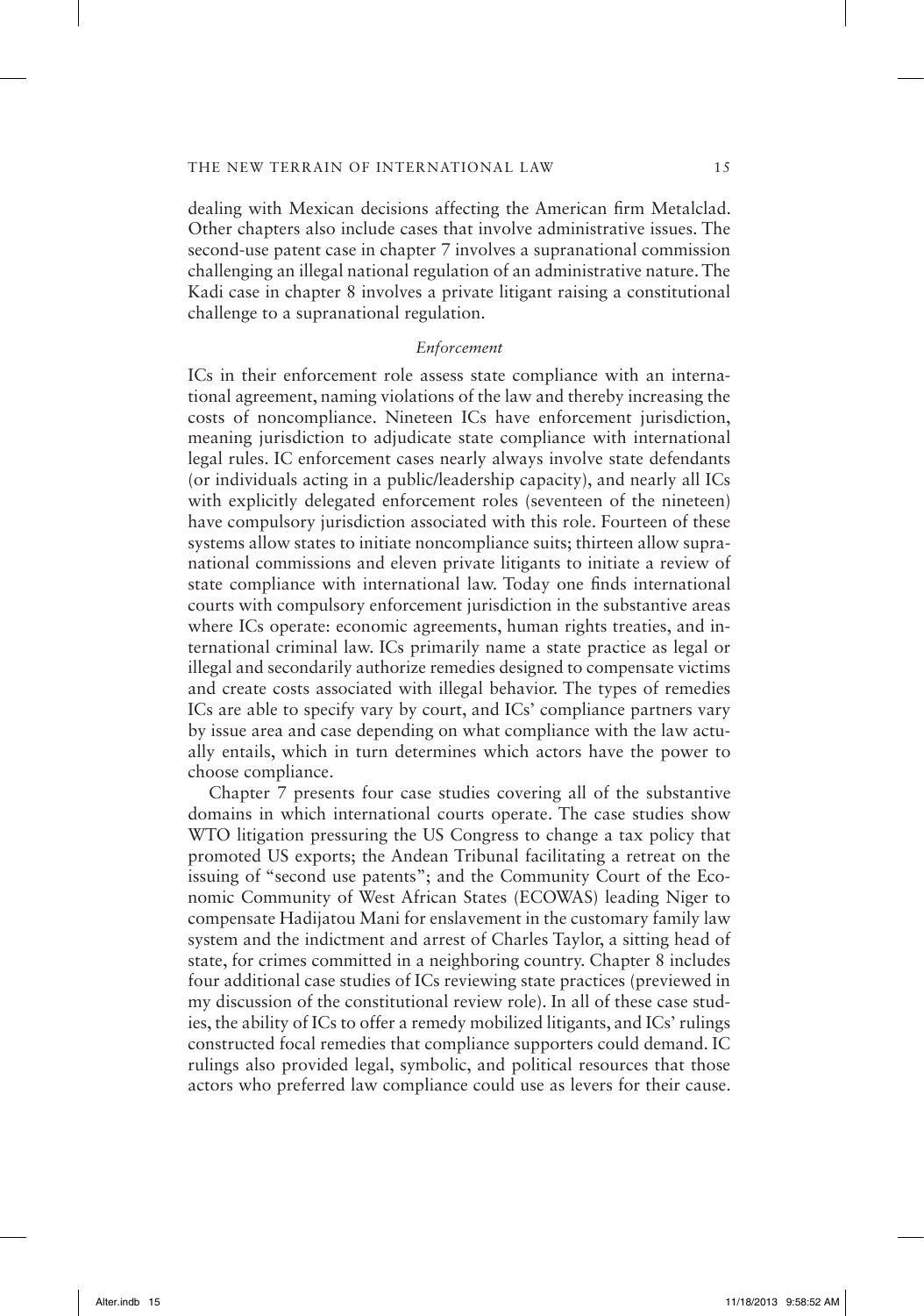dealing with Mexican decisions affecting the American firm Metalclad. Other chapters also include cases that involve administrative issues. The second-use patent case in chapter 7 involves a supranational commission challenging an illegal national regulation of an administrative nature. The Kadi case in chapter 8 involves a private litigant raising a constitutional challenge to a supranational regulation.

### *Enforcement*

ICs in their enforcement role assess state compliance with an international agreement, naming violations of the law and thereby increasing the costs of noncompliance. Nineteen ICs have enforcement jurisdiction, meaning jurisdiction to adjudicate state compliance with international legal rules. IC enforcement cases nearly always involve state defendants (or individuals acting in a public/leadership capacity), and nearly all ICs with explicitly delegated enforcement roles (seventeen of the nineteen) have compulsory jurisdiction associated with this role. Fourteen of these systems allow states to initiate noncompliance suits; thirteen allow supranational commissions and eleven private litigants to initiate a review of state compliance with international law. Today one finds international courts with compulsory enforcement jurisdiction in the substantive areas where ICs operate: economic agreements, human rights treaties, and international criminal law. ICs primarily name a state practice as legal or illegal and secondarily authorize remedies designed to compensate victims and create costs associated with illegal behavior. The types of remedies ICs are able to specify vary by court, and ICs' compliance partners vary by issue area and case depending on what compliance with the law actually entails, which in turn determines which actors have the power to choose compliance.

Chapter 7 presents four case studies covering all of the substantive domains in which international courts operate. The case studies show WTO litigation pressuring the US Congress to change a tax policy that promoted US exports; the Andean Tribunal facilitating a retreat on the issuing of "second use patents"; and the Community Court of the Economic Community of West African States (ECOWAS) leading Niger to compensate Hadijatou Mani for enslavement in the customary family law system and the indictment and arrest of Charles Taylor, a sitting head of state, for crimes committed in a neighboring country. Chapter 8 includes four additional case studies of ICs reviewing state practices (previewed in my discussion of the constitutional review role). In all of these case studies, the ability of ICs to offer a remedy mobilized litigants, and ICs' rulings constructed focal remedies that compliance supporters could demand. IC rulings also provided legal, symbolic, and political resources that those actors who preferred law compliance could use as levers for their cause.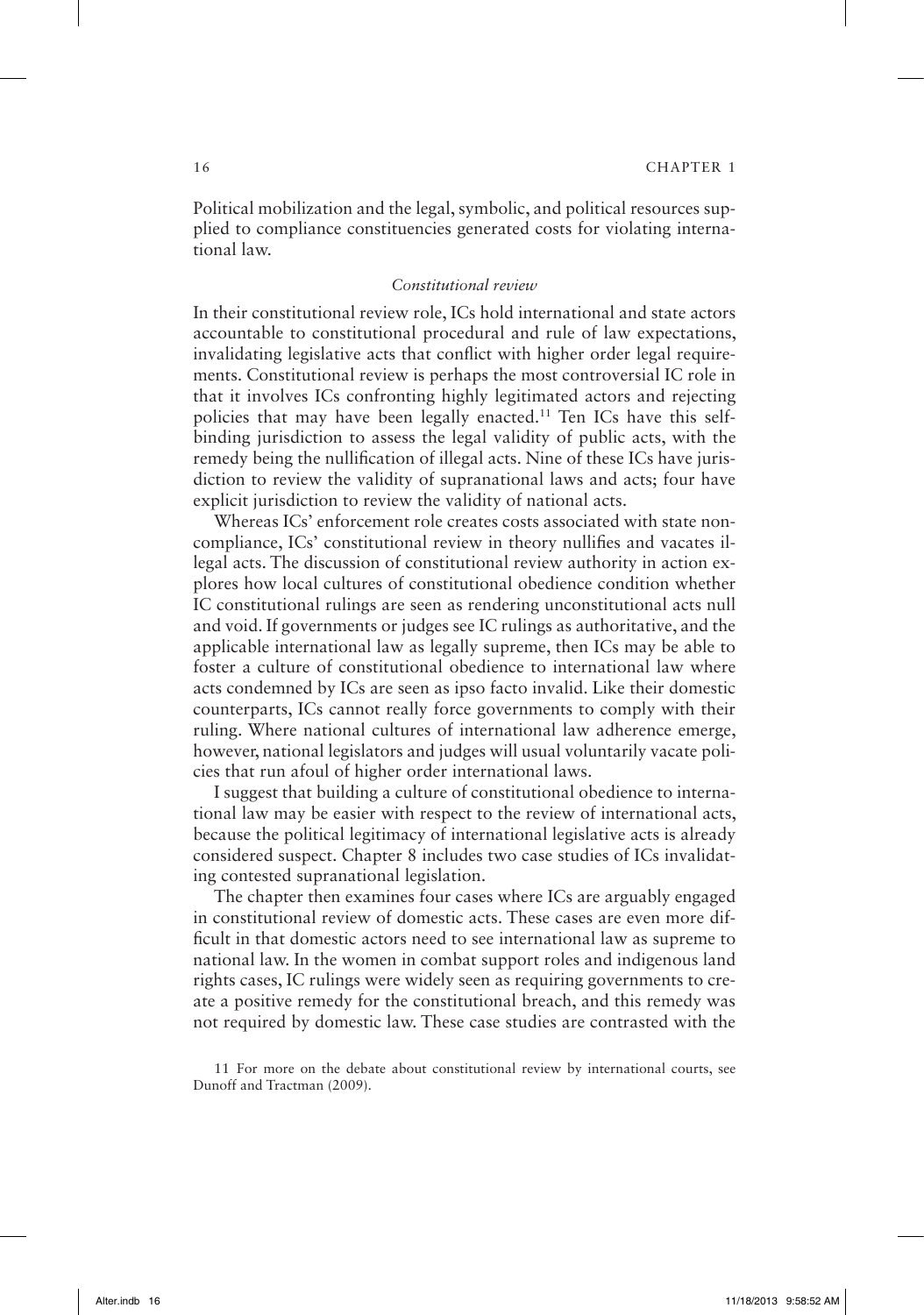Political mobilization and the legal, symbolic, and political resources supplied to compliance constituencies generated costs for violating international law.

*Constitutional review*

In their constitutional review role, ICs hold international and state actors accountable to constitutional procedural and rule of law expectations, invalidating legislative acts that conflict with higher order legal requirements. Constitutional review is perhaps the most controversial IC role in that it involves ICs confronting highly legitimated actors and rejecting policies that may have been legally enacted.[11] Ten ICs have this self-binding jurisdiction to assess the legal validity of public acts, with the remedy being the nullification of illegal acts. Nine of these ICs have jurisdiction to review the validity of supranational laws and acts; four have explicit jurisdiction to review the validity of national acts.

Whereas ICs' enforcement role creates costs associated with state noncompliance, ICs' constitutional review in theory nullifies and vacates illegal acts. The discussion of constitutional review authority in action explores how local cultures of constitutional obedience condition whether IC constitutional rulings are seen as rendering unconstitutional acts null and void. If governments or judges see IC rulings as authoritative, and the applicable international law as legally supreme, then ICs may be able to foster a culture of constitutional obedience to international law where acts condemned by ICs are seen as ipso facto invalid. Like their domestic counterparts, ICs cannot really force governments to comply with their ruling. Where national cultures of international law adherence emerge, however, national legislators and judges will usual voluntarily vacate policies that run afoul of higher order international laws.

I suggest that building a culture of constitutional obedience to international law may be easier with respect to the review of international acts, because the political legitimacy of international legislative acts is already considered suspect. Chapter 8 includes two case studies of ICs invalidating contested supranational legislation.

The chapter then examines four cases where ICs are arguably engaged in constitutional review of domestic acts. These cases are even more difficult in that domestic actors need to see international law as supreme to national law. In the women in combat support roles and indigenous land rights cases, IC rulings were widely seen as requiring governments to create a positive remedy for the constitutional breach, and this remedy was not required by domestic law. These case studies are contrasted with the

11 For more on the debate about constitutional review by international courts, see Dunoff and Tractman (2009).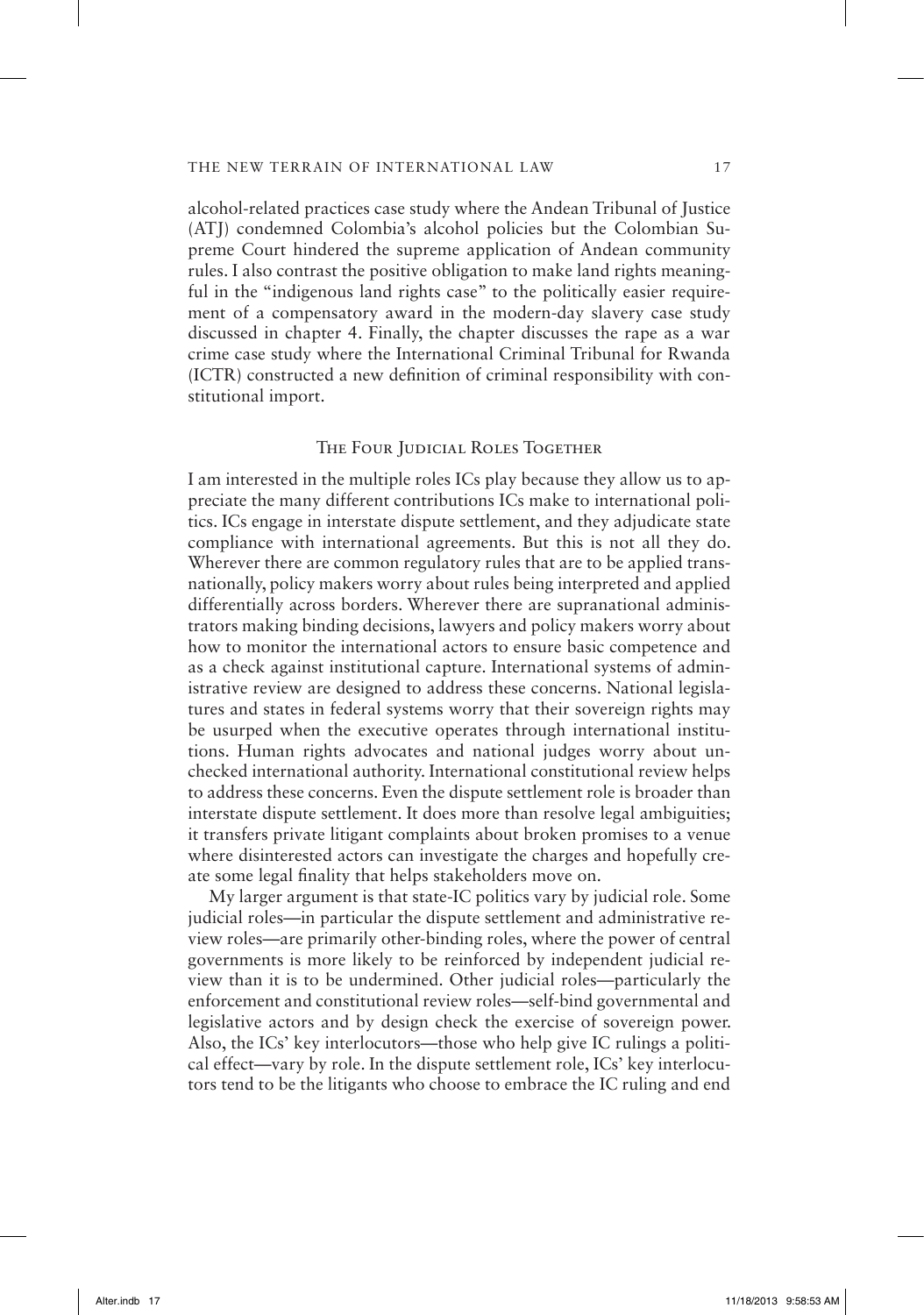alcohol-related practices case study where the Andean Tribunal of Justice (ATJ) condemned Colombia's alcohol policies but the Colombian Supreme Court hindered the supreme application of Andean community rules. I also contrast the positive obligation to make land rights meaningful in the "indigenous land rights case" to the politically easier requirement of a compensatory award in the modern-day slavery case study discussed in chapter 4. Finally, the chapter discusses the rape as a war crime case study where the International Criminal Tribunal for Rwanda (ICTR) constructed a new definition of criminal responsibility with constitutional import.

## The Four Judicial Roles Together

I am interested in the multiple roles ICs play because they allow us to appreciate the many different contributions ICs make to international politics. ICs engage in interstate dispute settlement, and they adjudicate state compliance with international agreements. But this is not all they do. Wherever there are common regulatory rules that are to be applied transnationally, policy makers worry about rules being interpreted and applied differentially across borders. Wherever there are supranational administrators making binding decisions, lawyers and policy makers worry about how to monitor the international actors to ensure basic competence and as a check against institutional capture. International systems of administrative review are designed to address these concerns. National legislatures and states in federal systems worry that their sovereign rights may be usurped when the executive operates through international institutions. Human rights advocates and national judges worry about unchecked international authority. International constitutional review helps to address these concerns. Even the dispute settlement role is broader than interstate dispute settlement. It does more than resolve legal ambiguities; it transfers private litigant complaints about broken promises to a venue where disinterested actors can investigate the charges and hopefully create some legal finality that helps stakeholders move on.

My larger argument is that state-IC politics vary by judicial role. Some judicial roles—in particular the dispute settlement and administrative review roles—are primarily other-binding roles, where the power of central governments is more likely to be reinforced by independent judicial review than it is to be undermined. Other judicial roles—particularly the enforcement and constitutional review roles—self-bind governmental and legislative actors and by design check the exercise of sovereign power. Also, the ICs' key interlocutors—those who help give IC rulings a political effect—vary by role. In the dispute settlement role, ICs' key interlocutors tend to be the litigants who choose to embrace the IC ruling and end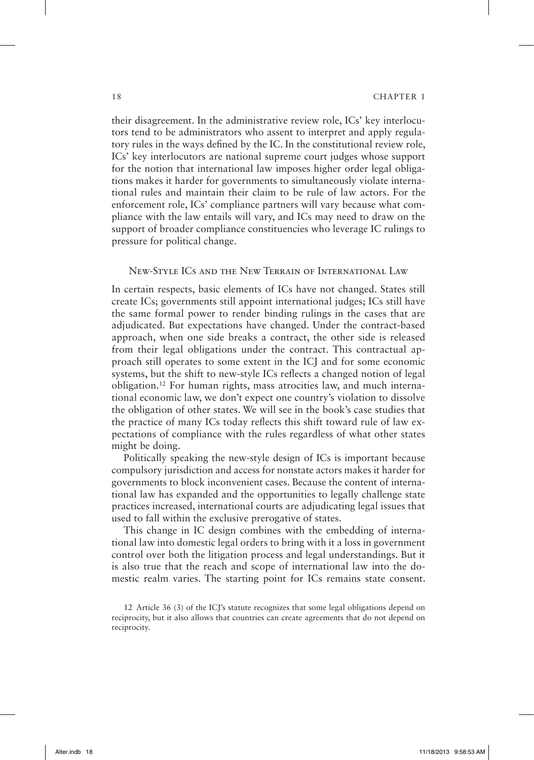their disagreement. In the administrative review role, ICs' key interlocutors tend to be administrators who assent to interpret and apply regulatory rules in the ways defined by the IC. In the constitutional review role, ICs' key interlocutors are national supreme court judges whose support for the notion that international law imposes higher order legal obligations makes it harder for governments to simultaneously violate international rules and maintain their claim to be rule of law actors. For the enforcement role, ICs' compliance partners will vary because what compliance with the law entails will vary, and ICs may need to draw on the support of broader compliance constituencies who leverage IC rulings to pressure for political change.

## New-Style ICs and the New Terrain of International Law

In certain respects, basic elements of ICs have not changed. States still create ICs; governments still appoint international judges; ICs still have the same formal power to render binding rulings in the cases that are adjudicated. But expectations have changed. Under the contract-based approach, when one side breaks a contract, the other side is released from their legal obligations under the contract. This contractual approach still operates to some extent in the ICJ and for some economic systems, but the shift to new-style ICs reflects a changed notion of legal obligation.[12] For human rights, mass atrocities law, and much international economic law, we don't expect one country's violation to dissolve the obligation of other states. We will see in the book's case studies that the practice of many ICs today reflects this shift toward rule of law expectations of compliance with the rules regardless of what other states might be doing.

Politically speaking the new-style design of ICs is important because compulsory jurisdiction and access for nonstate actors makes it harder for governments to block inconvenient cases. Because the content of international law has expanded and the opportunities to legally challenge state practices increased, international courts are adjudicating legal issues that used to fall within the exclusive prerogative of states.

This change in IC design combines with the embedding of international law into domestic legal orders to bring with it a loss in government control over both the litigation process and legal understandings. But it is also true that the reach and scope of international law into the domestic realm varies. The starting point for ICs remains state consent.

12 Article 36 (3) of the ICJ's statute recognizes that some legal obligations depend on reciprocity, but it also allows that countries can create agreements that do not depend on reciprocity.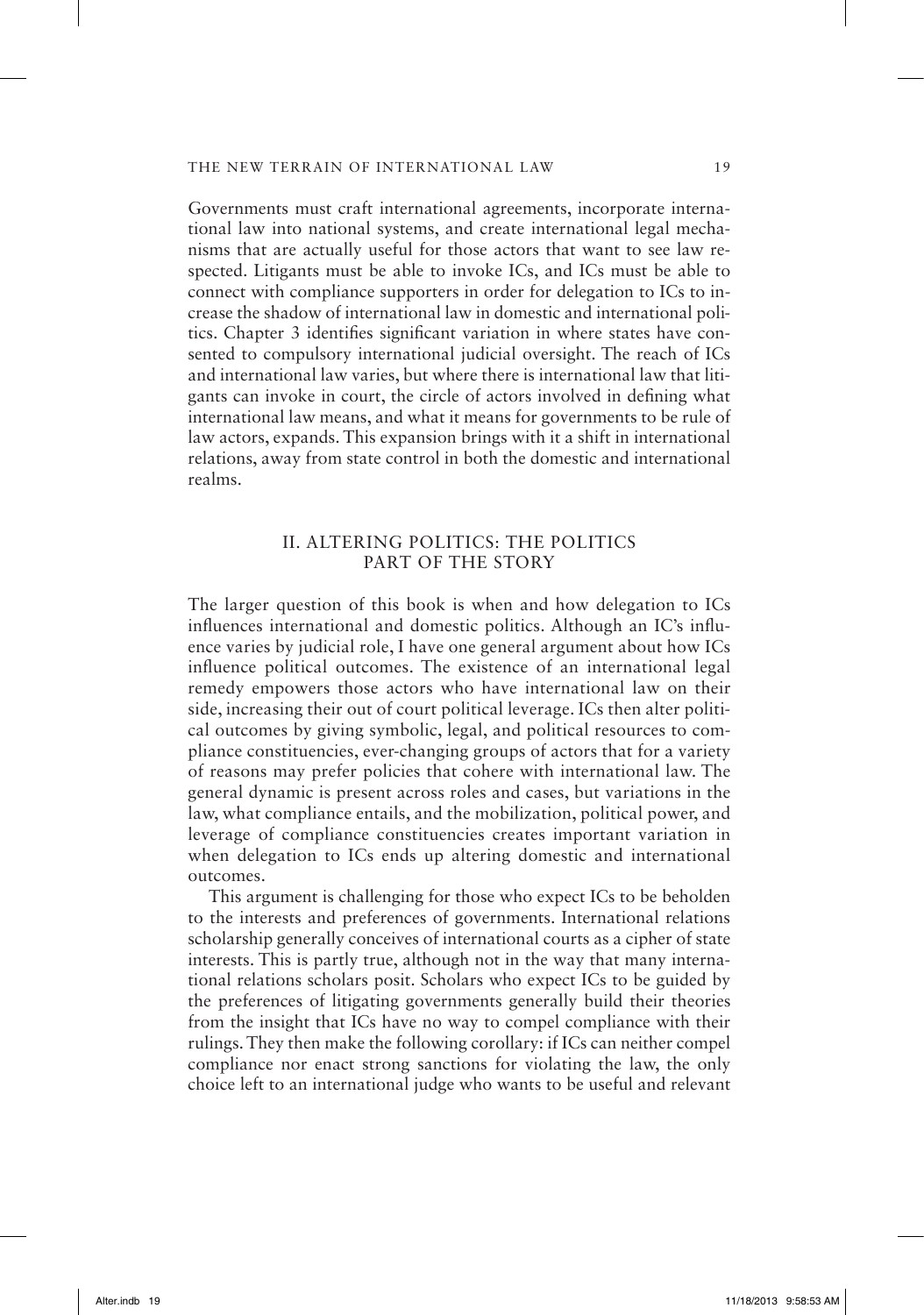Governments must craft international agreements, incorporate international law into national systems, and create international legal mechanisms that are actually useful for those actors that want to see law respected. Litigants must be able to invoke ICs, and ICs must be able to connect with compliance supporters in order for delegation to ICs to increase the shadow of international law in domestic and international politics. Chapter 3 identifies significant variation in where states have consented to compulsory international judicial oversight. The reach of ICs and international law varies, but where there is international law that litigants can invoke in court, the circle of actors involved in defining what international law means, and what it means for governments to be rule of law actors, expands. This expansion brings with it a shift in international relations, away from state control in both the domestic and international realms.

## II. ALTERING POLITICS: THE POLITICS PART OF THE STORY

The larger question of this book is when and how delegation to ICs influences international and domestic politics. Although an IC's influence varies by judicial role, I have one general argument about how ICs influence political outcomes. The existence of an international legal remedy empowers those actors who have international law on their side, increasing their out of court political leverage. ICs then alter political outcomes by giving symbolic, legal, and political resources to compliance constituencies, ever-changing groups of actors that for a variety of reasons may prefer policies that cohere with international law. The general dynamic is present across roles and cases, but variations in the law, what compliance entails, and the mobilization, political power, and leverage of compliance constituencies creates important variation in when delegation to ICs ends up altering domestic and international outcomes.

This argument is challenging for those who expect ICs to be beholden to the interests and preferences of governments. International relations scholarship generally conceives of international courts as a cipher of state interests. This is partly true, although not in the way that many international relations scholars posit. Scholars who expect ICs to be guided by the preferences of litigating governments generally build their theories from the insight that ICs have no way to compel compliance with their rulings. They then make the following corollary: if ICs can neither compel compliance nor enact strong sanctions for violating the law, the only choice left to an international judge who wants to be useful and relevant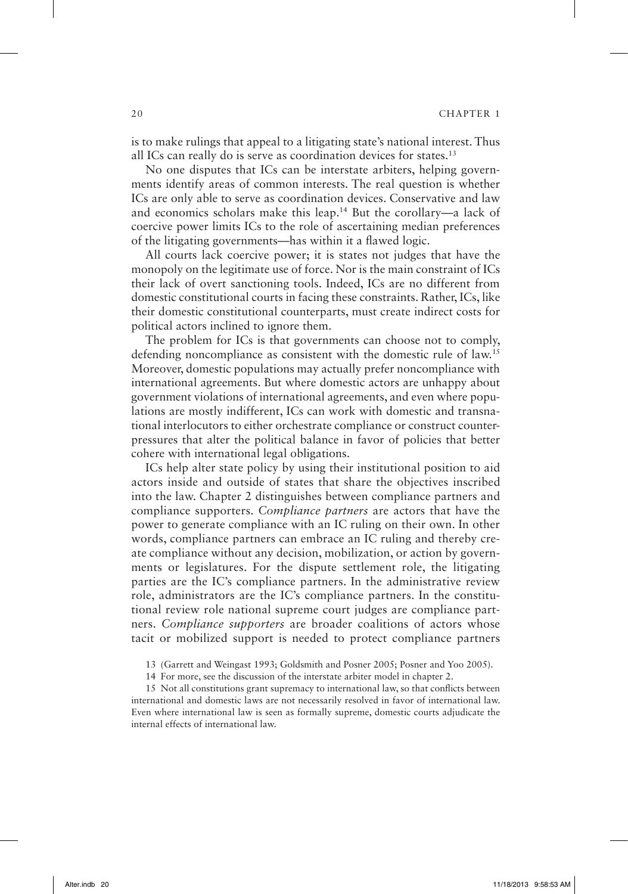is to make rulings that appeal to a litigating state's national interest. Thus all ICs can really do is serve as coordination devices for states.[13]

No one disputes that ICs can be interstate arbiters, helping governments identify areas of common interests. The real question is whether ICs are only able to serve as coordination devices. Conservative and law and economics scholars make this leap.[14] But the corollary—a lack of coercive power limits ICs to the role of ascertaining median preferences of the litigating governments—has within it a flawed logic.

All courts lack coercive power; it is states not judges that have the monopoly on the legitimate use of force. Nor is the main constraint of ICs their lack of overt sanctioning tools. Indeed, ICs are no different from domestic constitutional courts in facing these constraints. Rather, ICs, like their domestic constitutional counterparts, must create indirect costs for political actors inclined to ignore them.

The problem for ICs is that governments can choose not to comply, defending noncompliance as consistent with the domestic rule of law.[15] Moreover, domestic populations may actually prefer noncompliance with international agreements. But where domestic actors are unhappy about government violations of international agreements, and even where populations are mostly indifferent, ICs can work with domestic and transnational interlocutors to either orchestrate compliance or construct counterpressures that alter the political balance in favor of policies that better cohere with international legal obligations.

ICs help alter state policy by using their institutional position to aid actors inside and outside of states that share the objectives inscribed into the law. Chapter 2 distinguishes between compliance partners and compliance supporters. *Compliance partners* are actors that have the power to generate compliance with an IC ruling on their own. In other words, compliance partners can embrace an IC ruling and thereby create compliance without any decision, mobilization, or action by governments or legislatures. For the dispute settlement role, the litigating parties are the IC's compliance partners. In the administrative review role, administrators are the IC's compliance partners. In the constitutional review role national supreme court judges are compliance partners. *Compliance supporters* are broader coalitions of actors whose tacit or mobilized support is needed to protect compliance partners

13 (Garrett and Weingast 1993; Goldsmith and Posner 2005; Posner and Yoo 2005).

14 For more, see the discussion of the interstate arbiter model in chapter 2.

15 Not all constitutions grant supremacy to international law, so that conflicts between international and domestic laws are not necessarily resolved in favor of international law. Even where international law is seen as formally supreme, domestic courts adjudicate the internal effects of international law.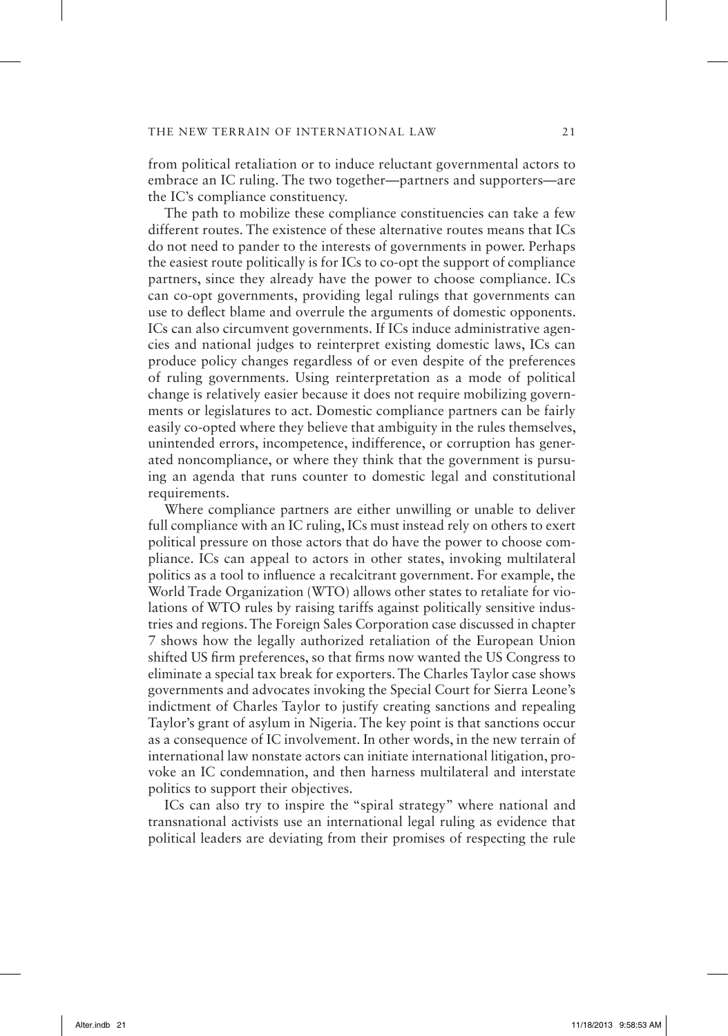from political retaliation or to induce reluctant governmental actors to embrace an IC ruling. The two together—partners and supporters—are the IC's compliance constituency.

The path to mobilize these compliance constituencies can take a few different routes. The existence of these alternative routes means that ICs do not need to pander to the interests of governments in power. Perhaps the easiest route politically is for ICs to co-opt the support of compliance partners, since they already have the power to choose compliance. ICs can co-opt governments, providing legal rulings that governments can use to deflect blame and overrule the arguments of domestic opponents. ICs can also circumvent governments. If ICs induce administrative agencies and national judges to reinterpret existing domestic laws, ICs can produce policy changes regardless of or even despite of the preferences of ruling governments. Using reinterpretation as a mode of political change is relatively easier because it does not require mobilizing governments or legislatures to act. Domestic compliance partners can be fairly easily co-opted where they believe that ambiguity in the rules themselves, unintended errors, incompetence, indifference, or corruption has generated noncompliance, or where they think that the government is pursuing an agenda that runs counter to domestic legal and constitutional requirements.

Where compliance partners are either unwilling or unable to deliver full compliance with an IC ruling, ICs must instead rely on others to exert political pressure on those actors that do have the power to choose compliance. ICs can appeal to actors in other states, invoking multilateral politics as a tool to influence a recalcitrant government. For example, the World Trade Organization (WTO) allows other states to retaliate for violations of WTO rules by raising tariffs against politically sensitive industries and regions. The Foreign Sales Corporation case discussed in chapter 7 shows how the legally authorized retaliation of the European Union shifted US firm preferences, so that firms now wanted the US Congress to eliminate a special tax break for exporters. The Charles Taylor case shows governments and advocates invoking the Special Court for Sierra Leone's indictment of Charles Taylor to justify creating sanctions and repealing Taylor's grant of asylum in Nigeria. The key point is that sanctions occur as a consequence of IC involvement. In other words, in the new terrain of international law nonstate actors can initiate international litigation, provoke an IC condemnation, and then harness multilateral and interstate politics to support their objectives.

ICs can also try to inspire the "spiral strategy" where national and transnational activists use an international legal ruling as evidence that political leaders are deviating from their promises of respecting the rule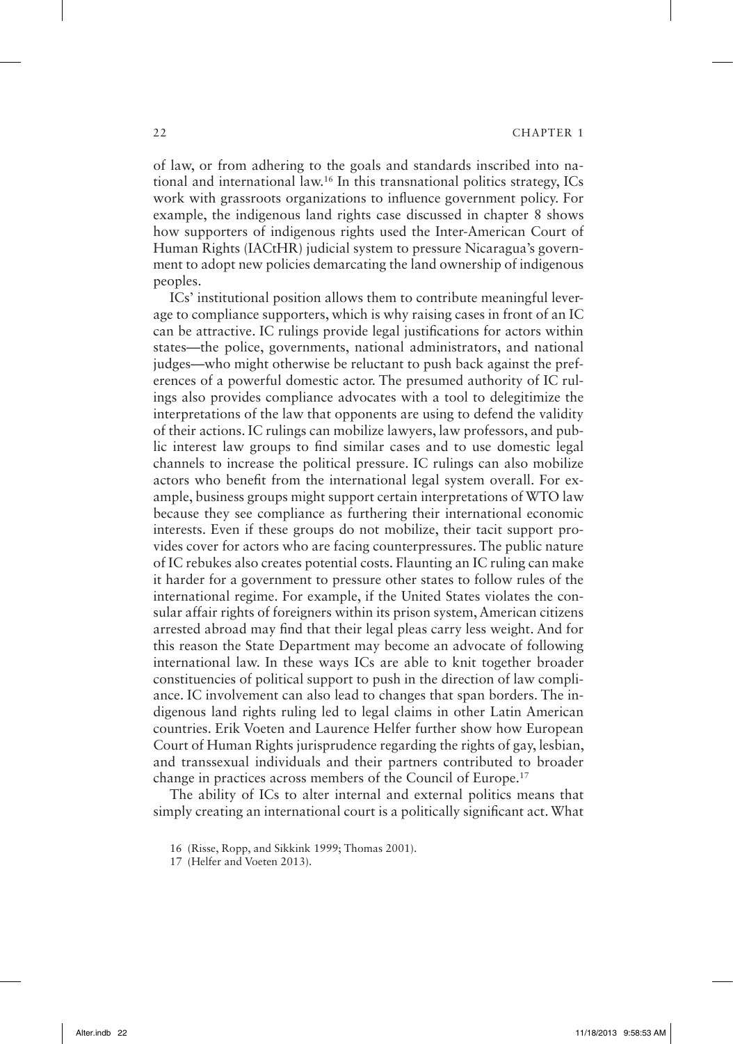of law, or from adhering to the goals and standards inscribed into national and international law.[16] In this transnational politics strategy, ICs work with grassroots organizations to influence government policy. For example, the indigenous land rights case discussed in chapter 8 shows how supporters of indigenous rights used the Inter-American Court of Human Rights (IACtHR) judicial system to pressure Nicaragua's government to adopt new policies demarcating the land ownership of indigenous peoples.

ICs' institutional position allows them to contribute meaningful leverage to compliance supporters, which is why raising cases in front of an IC can be attractive. IC rulings provide legal justifications for actors within states—the police, governments, national administrators, and national judges—who might otherwise be reluctant to push back against the preferences of a powerful domestic actor. The presumed authority of IC rulings also provides compliance advocates with a tool to delegitimize the interpretations of the law that opponents are using to defend the validity of their actions. IC rulings can mobilize lawyers, law professors, and public interest law groups to find similar cases and to use domestic legal channels to increase the political pressure. IC rulings can also mobilize actors who benefit from the international legal system overall. For example, business groups might support certain interpretations of WTO law because they see compliance as furthering their international economic interests. Even if these groups do not mobilize, their tacit support provides cover for actors who are facing counterpressures. The public nature of IC rebukes also creates potential costs. Flaunting an IC ruling can make it harder for a government to pressure other states to follow rules of the international regime. For example, if the United States violates the consular affair rights of foreigners within its prison system, American citizens arrested abroad may find that their legal pleas carry less weight. And for this reason the State Department may become an advocate of following international law. In these ways ICs are able to knit together broader constituencies of political support to push in the direction of law compliance. IC involvement can also lead to changes that span borders. The indigenous land rights ruling led to legal claims in other Latin American countries. Erik Voeten and Laurence Helfer further show how European Court of Human Rights jurisprudence regarding the rights of gay, lesbian, and transsexual individuals and their partners contributed to broader change in practices across members of the Council of Europe.[17]

The ability of ICs to alter internal and external politics means that simply creating an international court is a politically significant act. What

16 (Risse, Ropp, and Sikkink 1999; Thomas 2001).

17 (Helfer and Voeten 2013).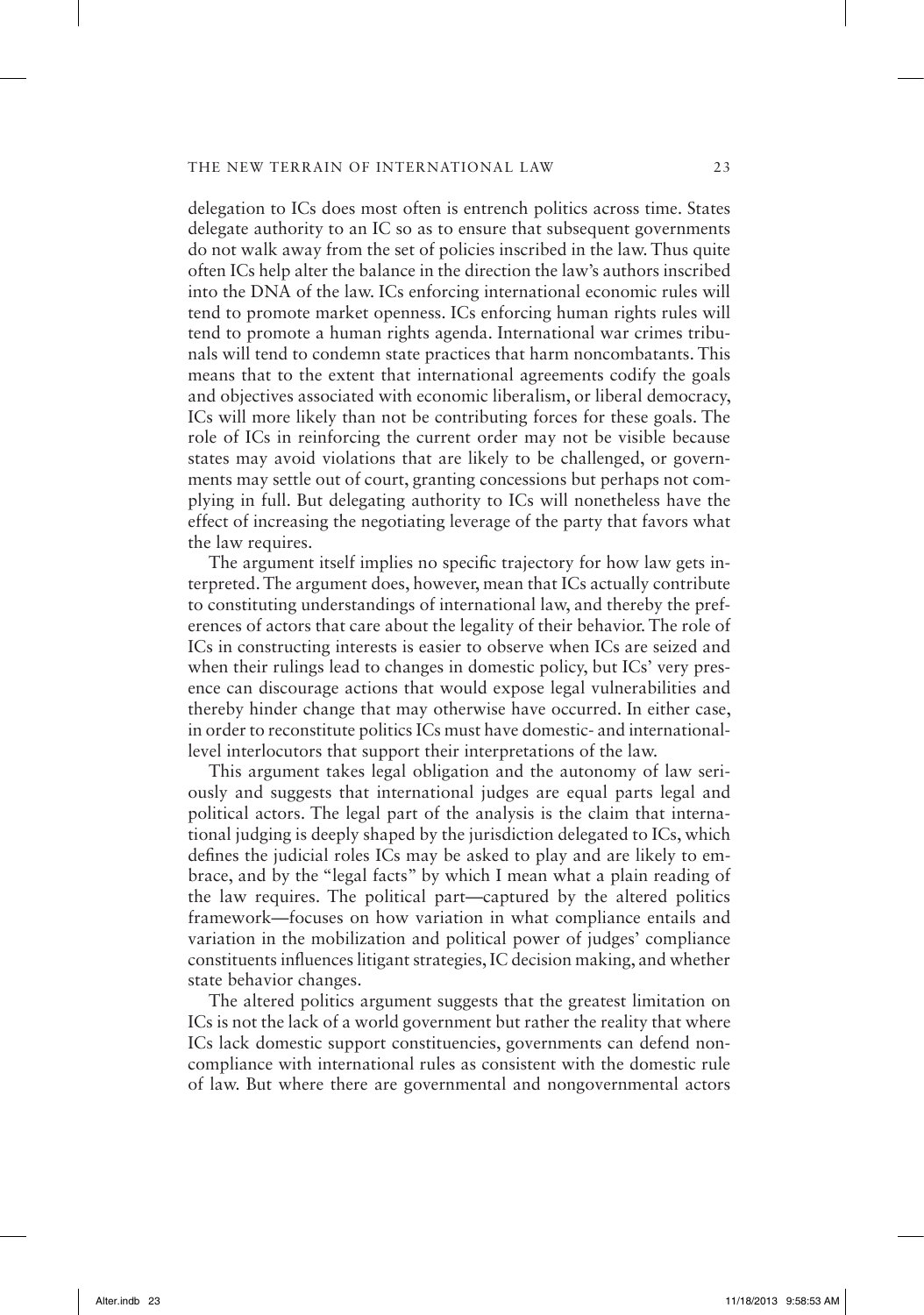delegation to ICs does most often is entrench politics across time. States delegate authority to an IC so as to ensure that subsequent governments do not walk away from the set of policies inscribed in the law. Thus quite often ICs help alter the balance in the direction the law's authors inscribed into the DNA of the law. ICs enforcing international economic rules will tend to promote market openness. ICs enforcing human rights rules will tend to promote a human rights agenda. International war crimes tribunals will tend to condemn state practices that harm noncombatants. This means that to the extent that international agreements codify the goals and objectives associated with economic liberalism, or liberal democracy, ICs will more likely than not be contributing forces for these goals. The role of ICs in reinforcing the current order may not be visible because states may avoid violations that are likely to be challenged, or governments may settle out of court, granting concessions but perhaps not complying in full. But delegating authority to ICs will nonetheless have the effect of increasing the negotiating leverage of the party that favors what the law requires.

The argument itself implies no specific trajectory for how law gets interpreted. The argument does, however, mean that ICs actually contribute to constituting understandings of international law, and thereby the preferences of actors that care about the legality of their behavior. The role of ICs in constructing interests is easier to observe when ICs are seized and when their rulings lead to changes in domestic policy, but ICs' very presence can discourage actions that would expose legal vulnerabilities and thereby hinder change that may otherwise have occurred. In either case, in order to reconstitute politics ICs must have domestic- and international-level interlocutors that support their interpretations of the law.

This argument takes legal obligation and the autonomy of law seriously and suggests that international judges are equal parts legal and political actors. The legal part of the analysis is the claim that international judging is deeply shaped by the jurisdiction delegated to ICs, which defines the judicial roles ICs may be asked to play and are likely to embrace, and by the "legal facts" by which I mean what a plain reading of the law requires. The political part—captured by the altered politics framework—focuses on how variation in what compliance entails and variation in the mobilization and political power of judges' compliance constituents influences litigant strategies, IC decision making, and whether state behavior changes.

The altered politics argument suggests that the greatest limitation on ICs is not the lack of a world government but rather the reality that where ICs lack domestic support constituencies, governments can defend noncompliance with international rules as consistent with the domestic rule of law. But where there are governmental and nongovernmental actors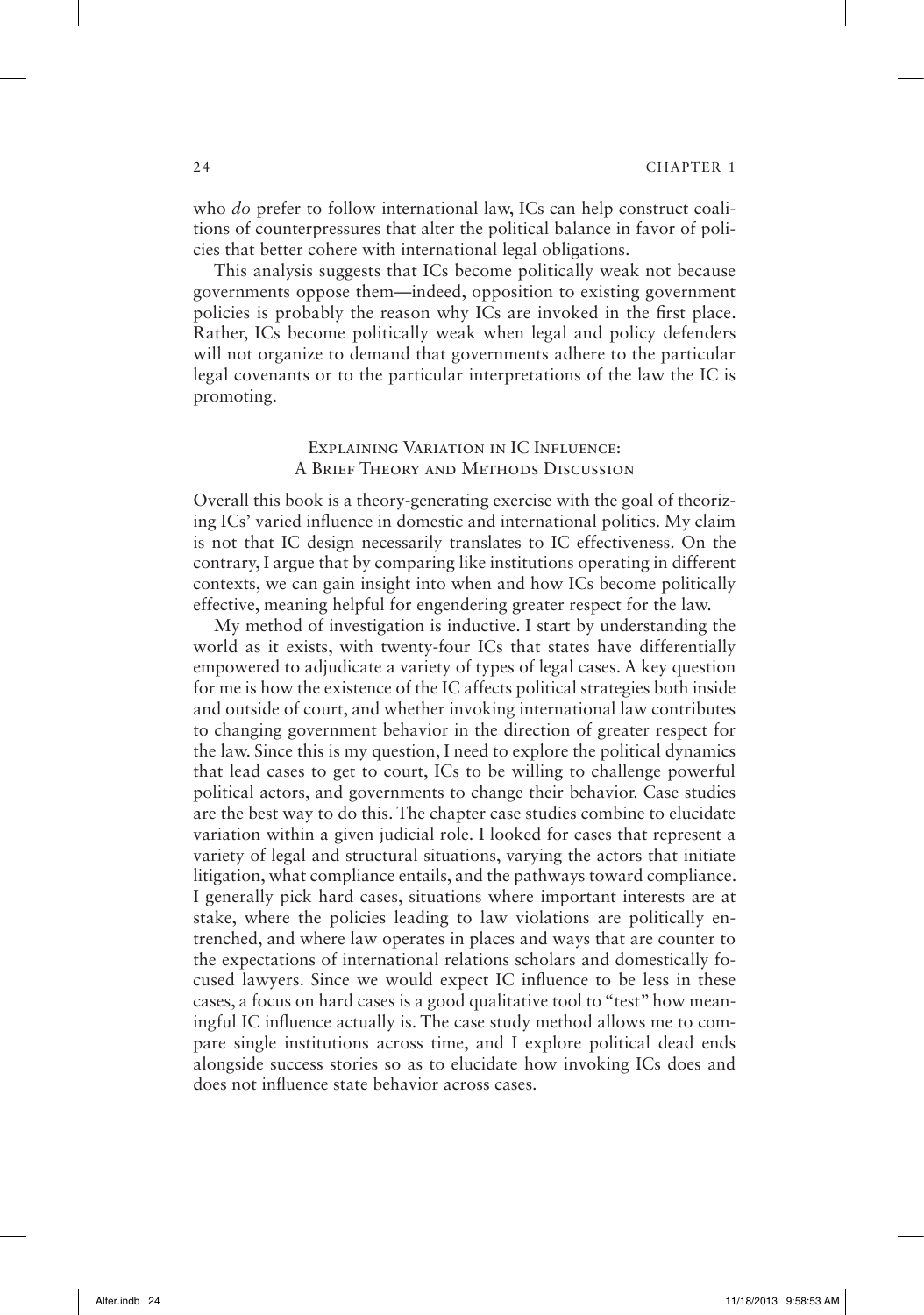who *do* prefer to follow international law, ICs can help construct coalitions of counterpressures that alter the political balance in favor of policies that better cohere with international legal obligations.

This analysis suggests that ICs become politically weak not because governments oppose them—indeed, opposition to existing government policies is probably the reason why ICs are invoked in the first place. Rather, ICs become politically weak when legal and policy defenders will not organize to demand that governments adhere to the particular legal covenants or to the particular interpretations of the law the IC is promoting.

## Explaining Variation in IC Influence: A Brief Theory and Methods Discussion

Overall this book is a theory-generating exercise with the goal of theorizing ICs' varied influence in domestic and international politics. My claim is not that IC design necessarily translates to IC effectiveness. On the contrary, I argue that by comparing like institutions operating in different contexts, we can gain insight into when and how ICs become politically effective, meaning helpful for engendering greater respect for the law.

My method of investigation is inductive. I start by understanding the world as it exists, with twenty-four ICs that states have differentially empowered to adjudicate a variety of types of legal cases. A key question for me is how the existence of the IC affects political strategies both inside and outside of court, and whether invoking international law contributes to changing government behavior in the direction of greater respect for the law. Since this is my question, I need to explore the political dynamics that lead cases to get to court, ICs to be willing to challenge powerful political actors, and governments to change their behavior. Case studies are the best way to do this. The chapter case studies combine to elucidate variation within a given judicial role. I looked for cases that represent a variety of legal and structural situations, varying the actors that initiate litigation, what compliance entails, and the pathways toward compliance. I generally pick hard cases, situations where important interests are at stake, where the policies leading to law violations are politically entrenched, and where law operates in places and ways that are counter to the expectations of international relations scholars and domestically focused lawyers. Since we would expect IC influence to be less in these cases, a focus on hard cases is a good qualitative tool to "test" how meaningful IC influence actually is. The case study method allows me to compare single institutions across time, and I explore political dead ends alongside success stories so as to elucidate how invoking ICs does and does not influence state behavior across cases.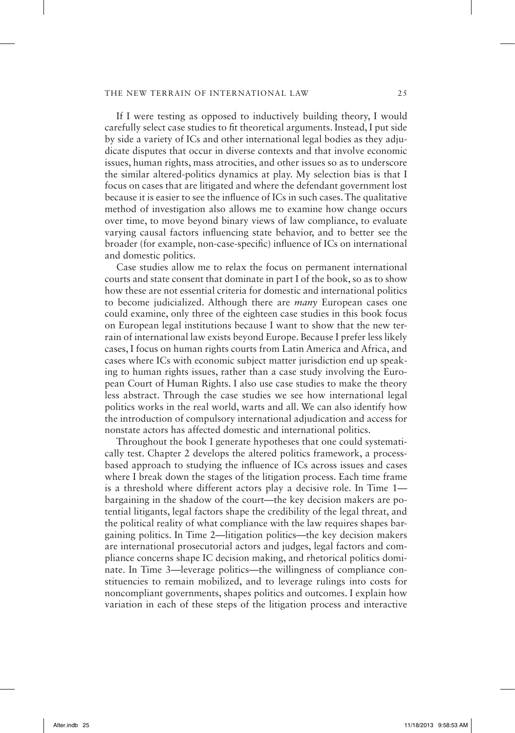If I were testing as opposed to inductively building theory, I would carefully select case studies to fit theoretical arguments. Instead, I put side by side a variety of ICs and other international legal bodies as they adjudicate disputes that occur in diverse contexts and that involve economic issues, human rights, mass atrocities, and other issues so as to underscore the similar altered-politics dynamics at play. My selection bias is that I focus on cases that are litigated and where the defendant government lost because it is easier to see the influence of ICs in such cases. The qualitative method of investigation also allows me to examine how change occurs over time, to move beyond binary views of law compliance, to evaluate varying causal factors influencing state behavior, and to better see the broader (for example, non-case-specific) influence of ICs on international and domestic politics.

Case studies allow me to relax the focus on permanent international courts and state consent that dominate in part I of the book, so as to show how these are not essential criteria for domestic and international politics to become judicialized. Although there are *many* European cases one could examine, only three of the eighteen case studies in this book focus on European legal institutions because I want to show that the new terrain of international law exists beyond Europe. Because I prefer less likely cases, I focus on human rights courts from Latin America and Africa, and cases where ICs with economic subject matter jurisdiction end up speaking to human rights issues, rather than a case study involving the European Court of Human Rights. I also use case studies to make the theory less abstract. Through the case studies we see how international legal politics works in the real world, warts and all. We can also identify how the introduction of compulsory international adjudication and access for nonstate actors has affected domestic and international politics.

Throughout the book I generate hypotheses that one could systematically test. Chapter 2 develops the altered politics framework, a process-based approach to studying the influence of ICs across issues and cases where I break down the stages of the litigation process. Each time frame is a threshold where different actors play a decisive role. In Time 1—bargaining in the shadow of the court—the key decision makers are potential litigants, legal factors shape the credibility of the legal threat, and the political reality of what compliance with the law requires shapes bargaining politics. In Time 2—litigation politics—the key decision makers are international prosecutorial actors and judges, legal factors and compliance concerns shape IC decision making, and rhetorical politics dominate. In Time 3—leverage politics—the willingness of compliance constituencies to remain mobilized, and to leverage rulings into costs for noncompliant governments, shapes politics and outcomes. I explain how variation in each of these steps of the litigation process and interactive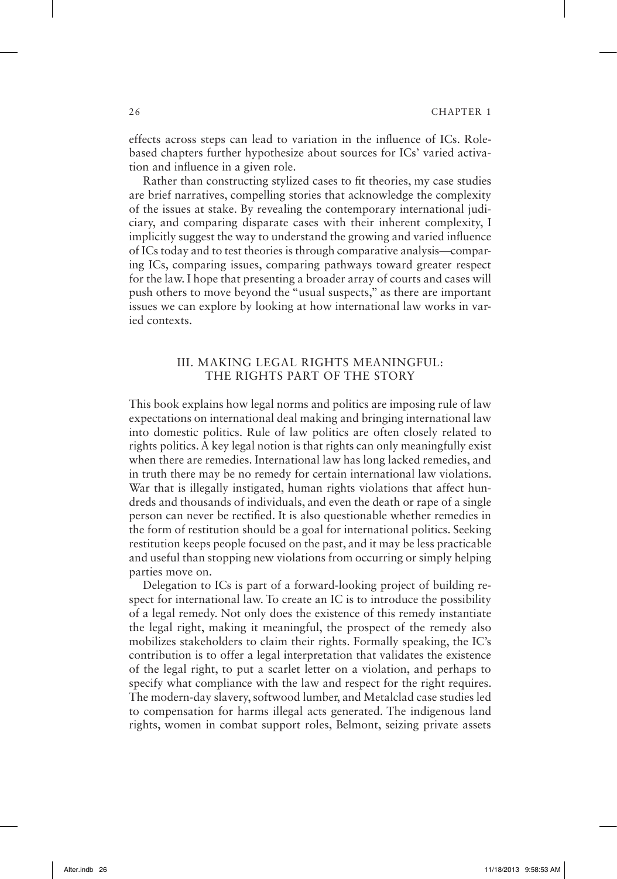effects across steps can lead to variation in the influence of ICs. Role-based chapters further hypothesize about sources for ICs' varied activation and influence in a given role.

Rather than constructing stylized cases to fit theories, my case studies are brief narratives, compelling stories that acknowledge the complexity of the issues at stake. By revealing the contemporary international judiciary, and comparing disparate cases with their inherent complexity, I implicitly suggest the way to understand the growing and varied influence of ICs today and to test theories is through comparative analysis—comparing ICs, comparing issues, comparing pathways toward greater respect for the law. I hope that presenting a broader array of courts and cases will push others to move beyond the "usual suspects," as there are important issues we can explore by looking at how international law works in varied contexts.

## III. MAKING LEGAL RIGHTS MEANINGFUL: THE RIGHTS PART OF THE STORY

This book explains how legal norms and politics are imposing rule of law expectations on international deal making and bringing international law into domestic politics. Rule of law politics are often closely related to rights politics. A key legal notion is that rights can only meaningfully exist when there are remedies. International law has long lacked remedies, and in truth there may be no remedy for certain international law violations. War that is illegally instigated, human rights violations that affect hundreds and thousands of individuals, and even the death or rape of a single person can never be rectified. It is also questionable whether remedies in the form of restitution should be a goal for international politics. Seeking restitution keeps people focused on the past, and it may be less practicable and useful than stopping new violations from occurring or simply helping parties move on.

Delegation to ICs is part of a forward-looking project of building respect for international law. To create an IC is to introduce the possibility of a legal remedy. Not only does the existence of this remedy instantiate the legal right, making it meaningful, the prospect of the remedy also mobilizes stakeholders to claim their rights. Formally speaking, the IC's contribution is to offer a legal interpretation that validates the existence of the legal right, to put a scarlet letter on a violation, and perhaps to specify what compliance with the law and respect for the right requires. The modern-day slavery, softwood lumber, and Metalclad case studies led to compensation for harms illegal acts generated. The indigenous land rights, women in combat support roles, Belmont, seizing private assets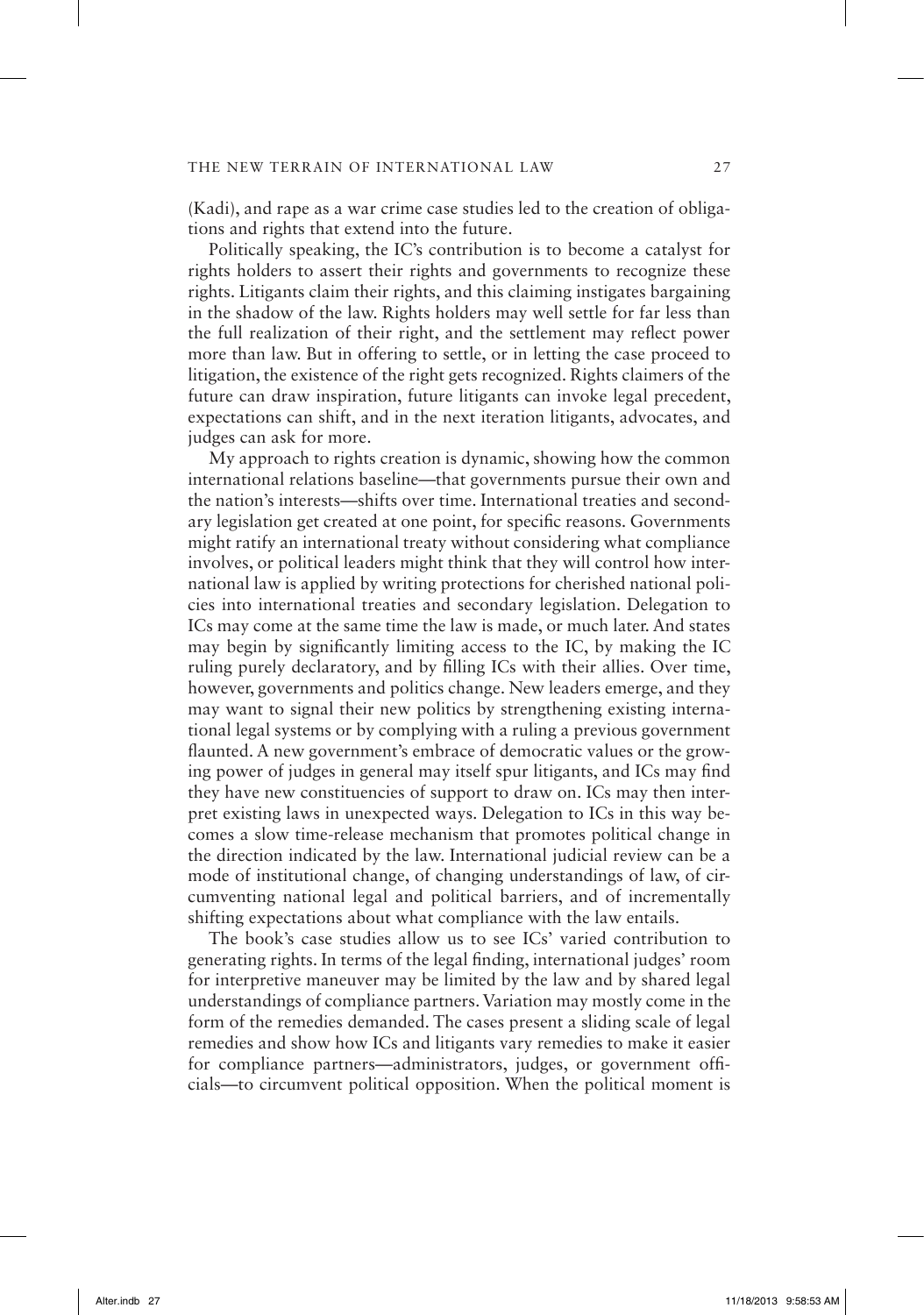(Kadi), and rape as a war crime case studies led to the creation of obligations and rights that extend into the future.

Politically speaking, the IC's contribution is to become a catalyst for rights holders to assert their rights and governments to recognize these rights. Litigants claim their rights, and this claiming instigates bargaining in the shadow of the law. Rights holders may well settle for far less than the full realization of their right, and the settlement may reflect power more than law. But in offering to settle, or in letting the case proceed to litigation, the existence of the right gets recognized. Rights claimers of the future can draw inspiration, future litigants can invoke legal precedent, expectations can shift, and in the next iteration litigants, advocates, and judges can ask for more.

My approach to rights creation is dynamic, showing how the common international relations baseline—that governments pursue their own and the nation's interests—shifts over time. International treaties and secondary legislation get created at one point, for specific reasons. Governments might ratify an international treaty without considering what compliance involves, or political leaders might think that they will control how international law is applied by writing protections for cherished national policies into international treaties and secondary legislation. Delegation to ICs may come at the same time the law is made, or much later. And states may begin by significantly limiting access to the IC, by making the IC ruling purely declaratory, and by filling ICs with their allies. Over time, however, governments and politics change. New leaders emerge, and they may want to signal their new politics by strengthening existing international legal systems or by complying with a ruling a previous government flaunted. A new government's embrace of democratic values or the growing power of judges in general may itself spur litigants, and ICs may find they have new constituencies of support to draw on. ICs may then interpret existing laws in unexpected ways. Delegation to ICs in this way becomes a slow time-release mechanism that promotes political change in the direction indicated by the law. International judicial review can be a mode of institutional change, of changing understandings of law, of circumventing national legal and political barriers, and of incrementally shifting expectations about what compliance with the law entails.

The book's case studies allow us to see ICs' varied contribution to generating rights. In terms of the legal finding, international judges' room for interpretive maneuver may be limited by the law and by shared legal understandings of compliance partners. Variation may mostly come in the form of the remedies demanded. The cases present a sliding scale of legal remedies and show how ICs and litigants vary remedies to make it easier for compliance partners—administrators, judges, or government officials—to circumvent political opposition. When the political moment is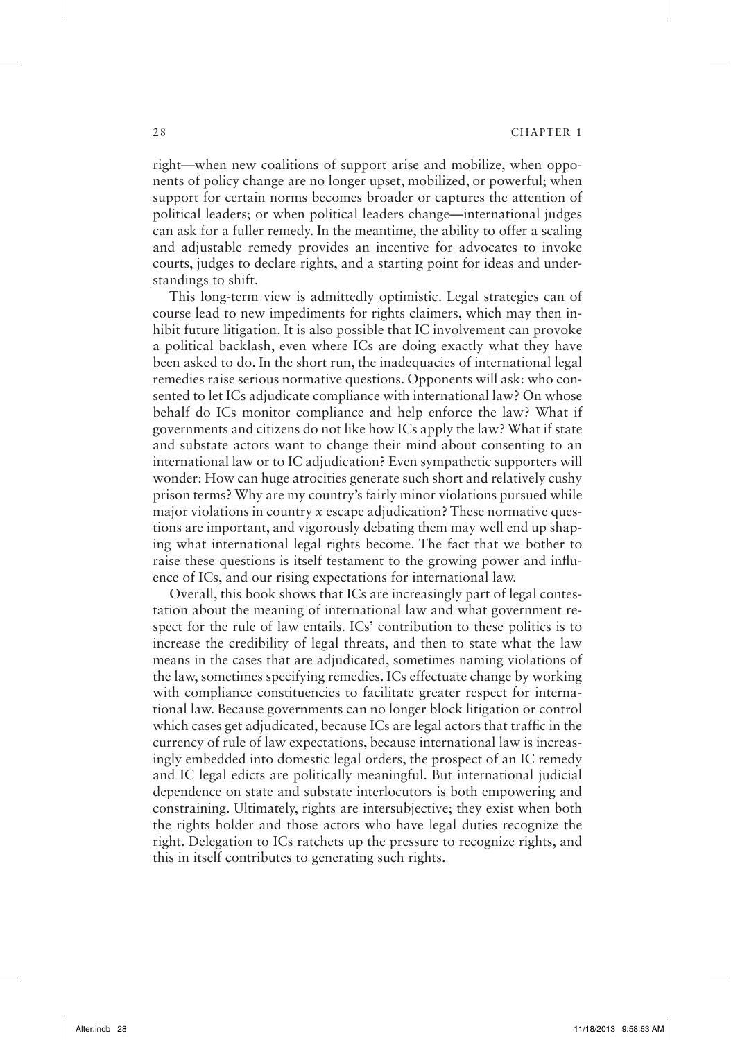right—when new coalitions of support arise and mobilize, when opponents of policy change are no longer upset, mobilized, or powerful; when support for certain norms becomes broader or captures the attention of political leaders; or when political leaders change—international judges can ask for a fuller remedy. In the meantime, the ability to offer a scaling and adjustable remedy provides an incentive for advocates to invoke courts, judges to declare rights, and a starting point for ideas and understandings to shift.

This long-term view is admittedly optimistic. Legal strategies can of course lead to new impediments for rights claimers, which may then inhibit future litigation. It is also possible that IC involvement can provoke a political backlash, even where ICs are doing exactly what they have been asked to do. In the short run, the inadequacies of international legal remedies raise serious normative questions. Opponents will ask: who consented to let ICs adjudicate compliance with international law? On whose behalf do ICs monitor compliance and help enforce the law? What if governments and citizens do not like how ICs apply the law? What if state and substate actors want to change their mind about consenting to an international law or to IC adjudication? Even sympathetic supporters will wonder: How can huge atrocities generate such short and relatively cushy prison terms? Why are my country's fairly minor violations pursued while major violations in country *x* escape adjudication? These normative questions are important, and vigorously debating them may well end up shaping what international legal rights become. The fact that we bother to raise these questions is itself testament to the growing power and influence of ICs, and our rising expectations for international law.

Overall, this book shows that ICs are increasingly part of legal contestation about the meaning of international law and what government respect for the rule of law entails. ICs' contribution to these politics is to increase the credibility of legal threats, and then to state what the law means in the cases that are adjudicated, sometimes naming violations of the law, sometimes specifying remedies. ICs effectuate change by working with compliance constituencies to facilitate greater respect for international law. Because governments can no longer block litigation or control which cases get adjudicated, because ICs are legal actors that traffic in the currency of rule of law expectations, because international law is increasingly embedded into domestic legal orders, the prospect of an IC remedy and IC legal edicts are politically meaningful. But international judicial dependence on state and substate interlocutors is both empowering and constraining. Ultimately, rights are intersubjective; they exist when both the rights holder and those actors who have legal duties recognize the right. Delegation to ICs ratchets up the pressure to recognize rights, and this in itself contributes to generating such rights.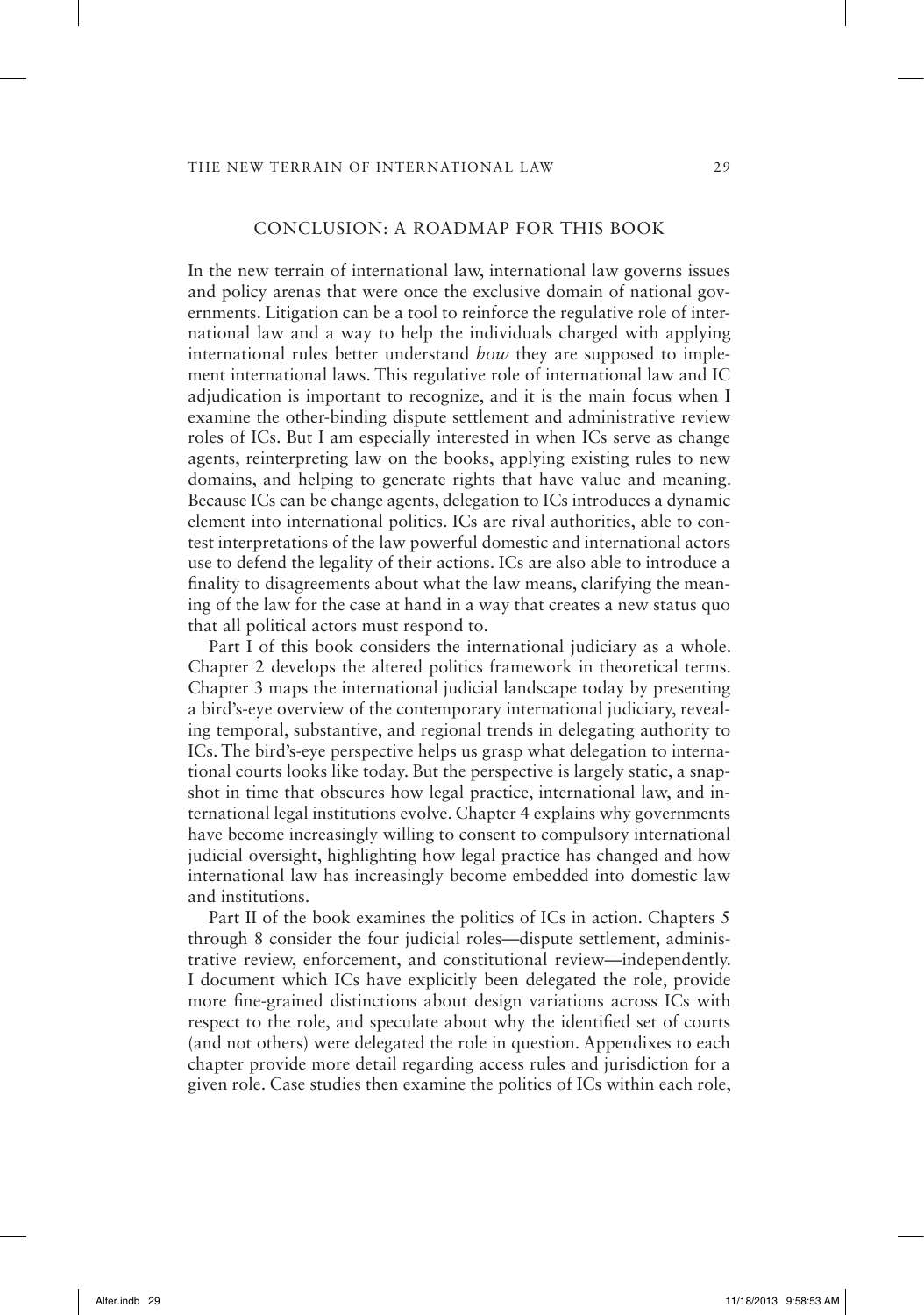## CONCLUSION: A ROADMAP FOR THIS BOOK

In the new terrain of international law, international law governs issues and policy arenas that were once the exclusive domain of national governments. Litigation can be a tool to reinforce the regulative role of international law and a way to help the individuals charged with applying international rules better understand *how* they are supposed to implement international laws. This regulative role of international law and IC adjudication is important to recognize, and it is the main focus when I examine the other-binding dispute settlement and administrative review roles of ICs. But I am especially interested in when ICs serve as change agents, reinterpreting law on the books, applying existing rules to new domains, and helping to generate rights that have value and meaning. Because ICs can be change agents, delegation to ICs introduces a dynamic element into international politics. ICs are rival authorities, able to contest interpretations of the law powerful domestic and international actors use to defend the legality of their actions. ICs are also able to introduce a finality to disagreements about what the law means, clarifying the meaning of the law for the case at hand in a way that creates a new status quo that all political actors must respond to.

Part I of this book considers the international judiciary as a whole. Chapter 2 develops the altered politics framework in theoretical terms. Chapter 3 maps the international judicial landscape today by presenting a bird's-eye overview of the contemporary international judiciary, revealing temporal, substantive, and regional trends in delegating authority to ICs. The bird's-eye perspective helps us grasp what delegation to international courts looks like today. But the perspective is largely static, a snapshot in time that obscures how legal practice, international law, and international legal institutions evolve. Chapter 4 explains why governments have become increasingly willing to consent to compulsory international judicial oversight, highlighting how legal practice has changed and how international law has increasingly become embedded into domestic law and institutions.

Part II of the book examines the politics of ICs in action. Chapters 5 through 8 consider the four judicial roles—dispute settlement, administrative review, enforcement, and constitutional review—independently. I document which ICs have explicitly been delegated the role, provide more fine-grained distinctions about design variations across ICs with respect to the role, and speculate about why the identified set of courts (and not others) were delegated the role in question. Appendixes to each chapter provide more detail regarding access rules and jurisdiction for a given role. Case studies then examine the politics of ICs within each role,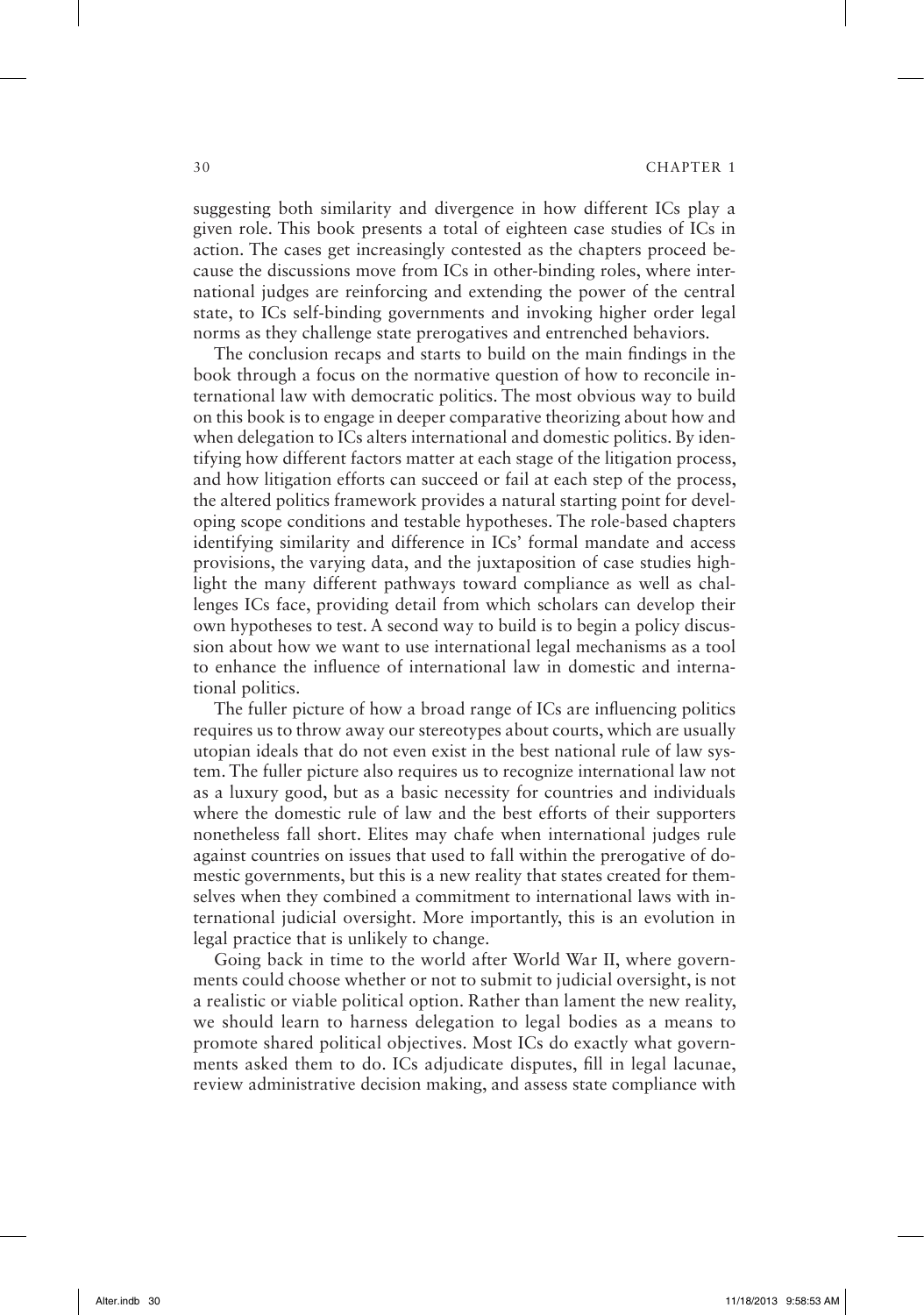suggesting both similarity and divergence in how different ICs play a given role. This book presents a total of eighteen case studies of ICs in action. The cases get increasingly contested as the chapters proceed because the discussions move from ICs in other-binding roles, where international judges are reinforcing and extending the power of the central state, to ICs self-binding governments and invoking higher order legal norms as they challenge state prerogatives and entrenched behaviors.

The conclusion recaps and starts to build on the main findings in the book through a focus on the normative question of how to reconcile international law with democratic politics. The most obvious way to build on this book is to engage in deeper comparative theorizing about how and when delegation to ICs alters international and domestic politics. By identifying how different factors matter at each stage of the litigation process, and how litigation efforts can succeed or fail at each step of the process, the altered politics framework provides a natural starting point for developing scope conditions and testable hypotheses. The role-based chapters identifying similarity and difference in ICs' formal mandate and access provisions, the varying data, and the juxtaposition of case studies highlight the many different pathways toward compliance as well as challenges ICs face, providing detail from which scholars can develop their own hypotheses to test. A second way to build is to begin a policy discussion about how we want to use international legal mechanisms as a tool to enhance the influence of international law in domestic and international politics.

The fuller picture of how a broad range of ICs are influencing politics requires us to throw away our stereotypes about courts, which are usually utopian ideals that do not even exist in the best national rule of law system. The fuller picture also requires us to recognize international law not as a luxury good, but as a basic necessity for countries and individuals where the domestic rule of law and the best efforts of their supporters nonetheless fall short. Elites may chafe when international judges rule against countries on issues that used to fall within the prerogative of domestic governments, but this is a new reality that states created for themselves when they combined a commitment to international laws with international judicial oversight. More importantly, this is an evolution in legal practice that is unlikely to change.

Going back in time to the world after World War II, where governments could choose whether or not to submit to judicial oversight, is not a realistic or viable political option. Rather than lament the new reality, we should learn to harness delegation to legal bodies as a means to promote shared political objectives. Most ICs do exactly what governments asked them to do. ICs adjudicate disputes, fill in legal lacunae, review administrative decision making, and assess state compliance with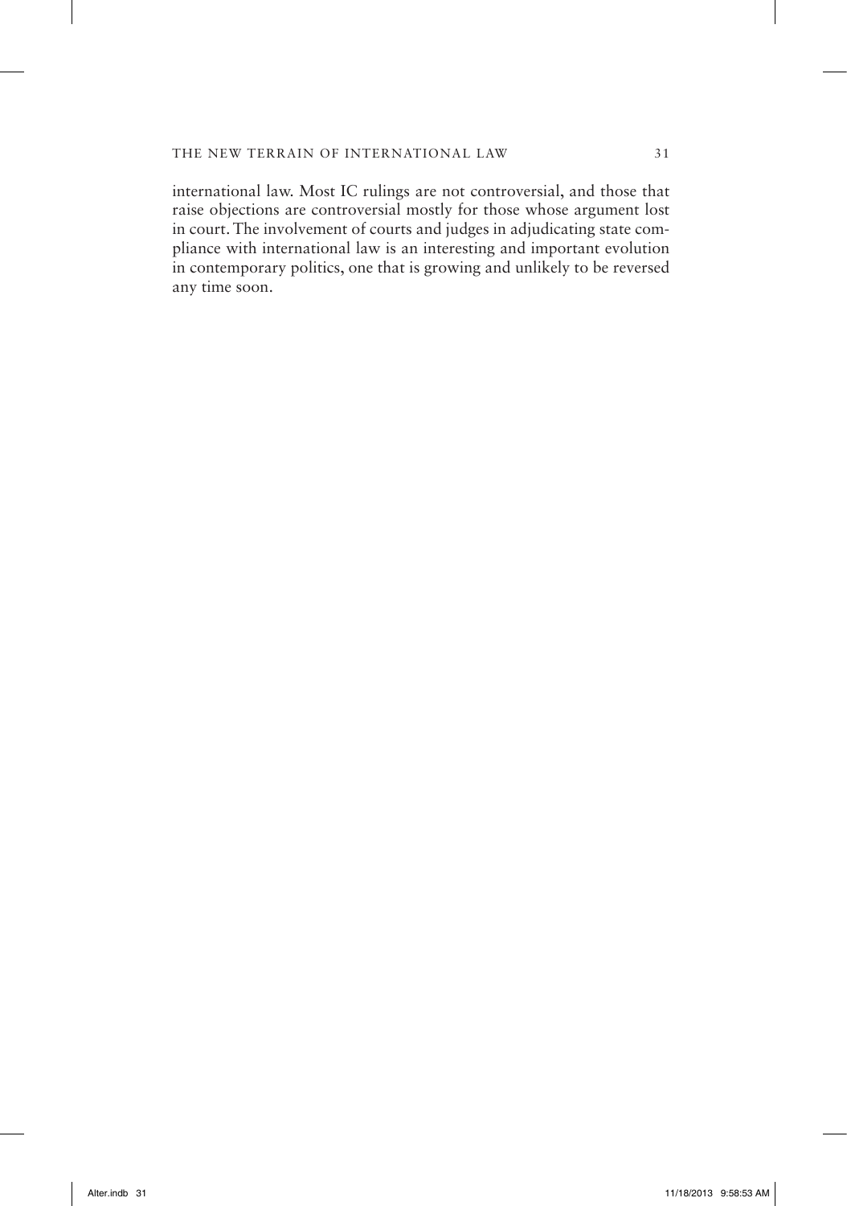international law. Most IC rulings are not controversial, and those that raise objections are controversial mostly for those whose argument lost in court. The involvement of courts and judges in adjudicating state compliance with international law is an interesting and important evolution in contemporary politics, one that is growing and unlikely to be reversed any time soon.